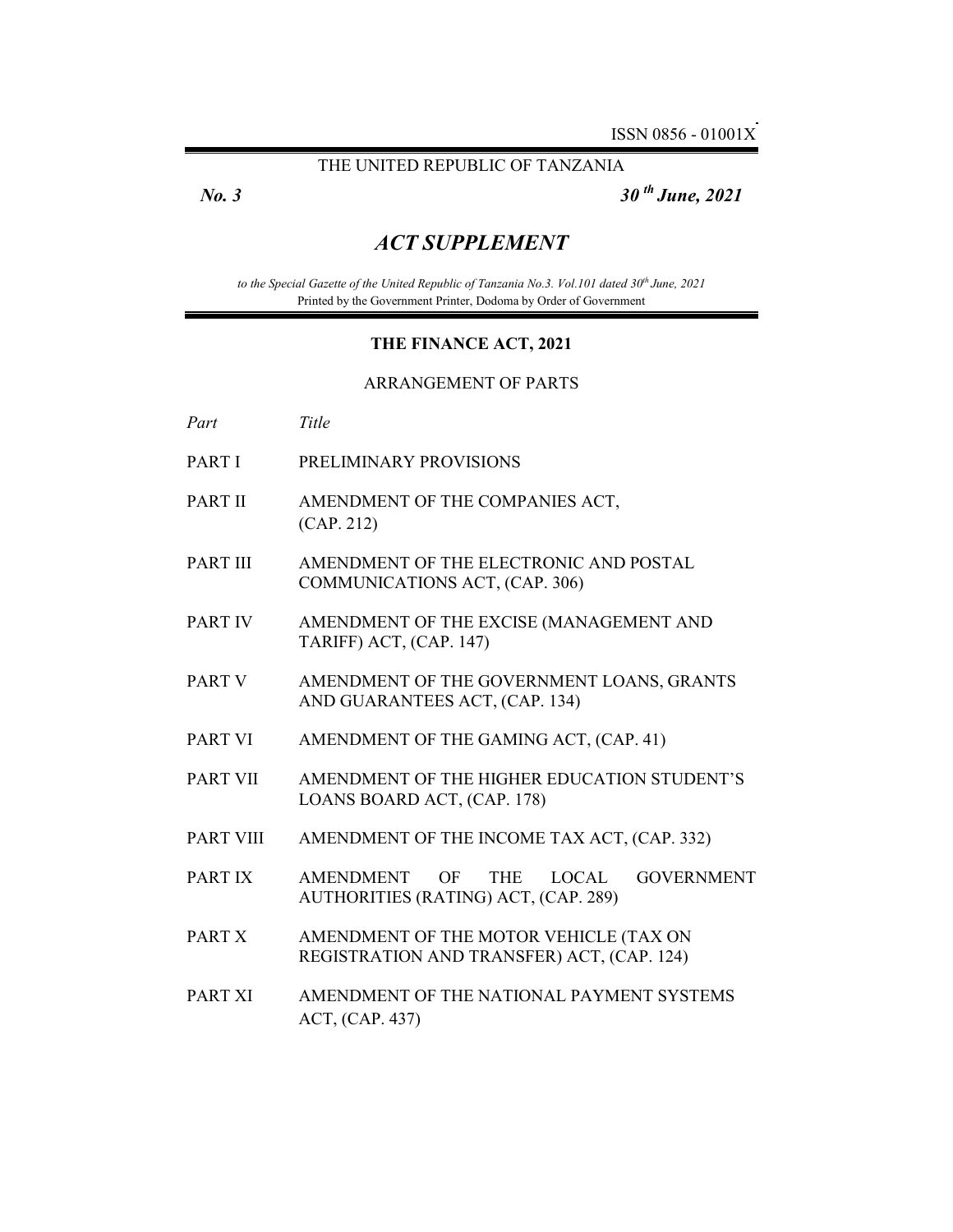ISSN 0856 - 01001X

THE UNITED REPUBLIC OF TANZANIA

***No. 3*** ***30th June, 2021***

# *ACT SUPPLEMENT*

*to the Special Gazette of the United Republic of Tanzania No.3. Vol.101 dated 30th June, 2021*
Printed by the Government Printer, Dodoma by Order of Government

## THE FINANCE ACT, 2021

ARRANGEMENT OF PARTS

| *Part* | *Title* |
|---|---|
| PART I | PRELIMINARY PROVISIONS |
| PART II | AMENDMENT OF THE COMPANIES ACT, (CAP. 212) |
| PART III | AMENDMENT OF THE ELECTRONIC AND POSTAL COMMUNICATIONS ACT, (CAP. 306) |
| PART IV | AMENDMENT OF THE EXCISE (MANAGEMENT AND TARIFF) ACT, (CAP. 147) |
| PART V | AMENDMENT OF THE GOVERNMENT LOANS, GRANTS AND GUARANTEES ACT, (CAP. 134) |
| PART VI | AMENDMENT OF THE GAMING ACT, (CAP. 41) |
| PART VII | AMENDMENT OF THE HIGHER EDUCATION STUDENT'S LOANS BOARD ACT, (CAP. 178) |
| PART VIII | AMENDMENT OF THE INCOME TAX ACT, (CAP. 332) |
| PART IX | AMENDMENT OF THE LOCAL GOVERNMENT AUTHORITIES (RATING) ACT, (CAP. 289) |
| PART X | AMENDMENT OF THE MOTOR VEHICLE (TAX ON REGISTRATION AND TRANSFER) ACT, (CAP. 124) |
| PART XI | AMENDMENT OF THE NATIONAL PAYMENT SYSTEMS ACT, (CAP. 437) |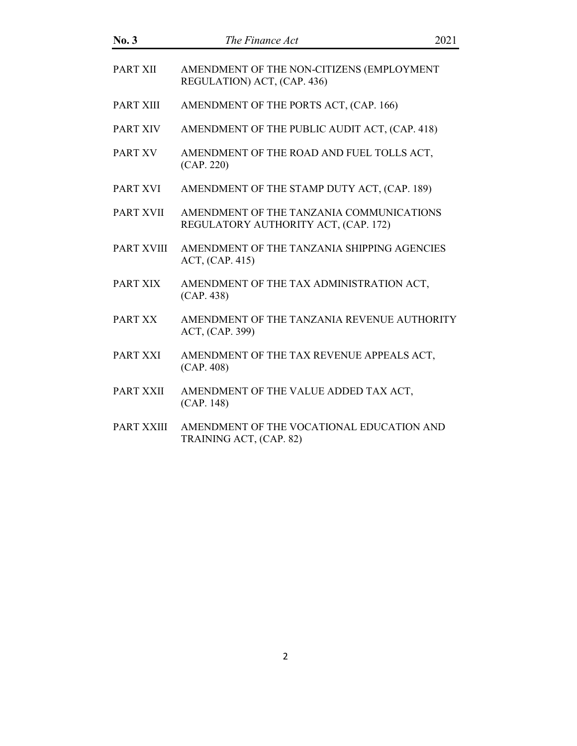| | |
|---|---|
| PART XII | AMENDMENT OF THE NON-CITIZENS (EMPLOYMENT REGULATION) ACT, (CAP. 436) |
| PART XIII | AMENDMENT OF THE PORTS ACT, (CAP. 166) |
| PART XIV | AMENDMENT OF THE PUBLIC AUDIT ACT, (CAP. 418) |
| PART XV | AMENDMENT OF THE ROAD AND FUEL TOLLS ACT, (CAP. 220) |
| PART XVI | AMENDMENT OF THE STAMP DUTY ACT, (CAP. 189) |
| PART XVII | AMENDMENT OF THE TANZANIA COMMUNICATIONS REGULATORY AUTHORITY ACT, (CAP. 172) |
| PART XVIII | AMENDMENT OF THE TANZANIA SHIPPING AGENCIES ACT, (CAP. 415) |
| PART XIX | AMENDMENT OF THE TAX ADMINISTRATION ACT, (CAP. 438) |
| PART XX | AMENDMENT OF THE TANZANIA REVENUE AUTHORITY ACT, (CAP. 399) |
| PART XXI | AMENDMENT OF THE TAX REVENUE APPEALS ACT, (CAP. 408) |
| PART XXII | AMENDMENT OF THE VALUE ADDED TAX ACT, (CAP. 148) |
| PART XXIII | AMENDMENT OF THE VOCATIONAL EDUCATION AND TRAINING ACT, (CAP. 82) |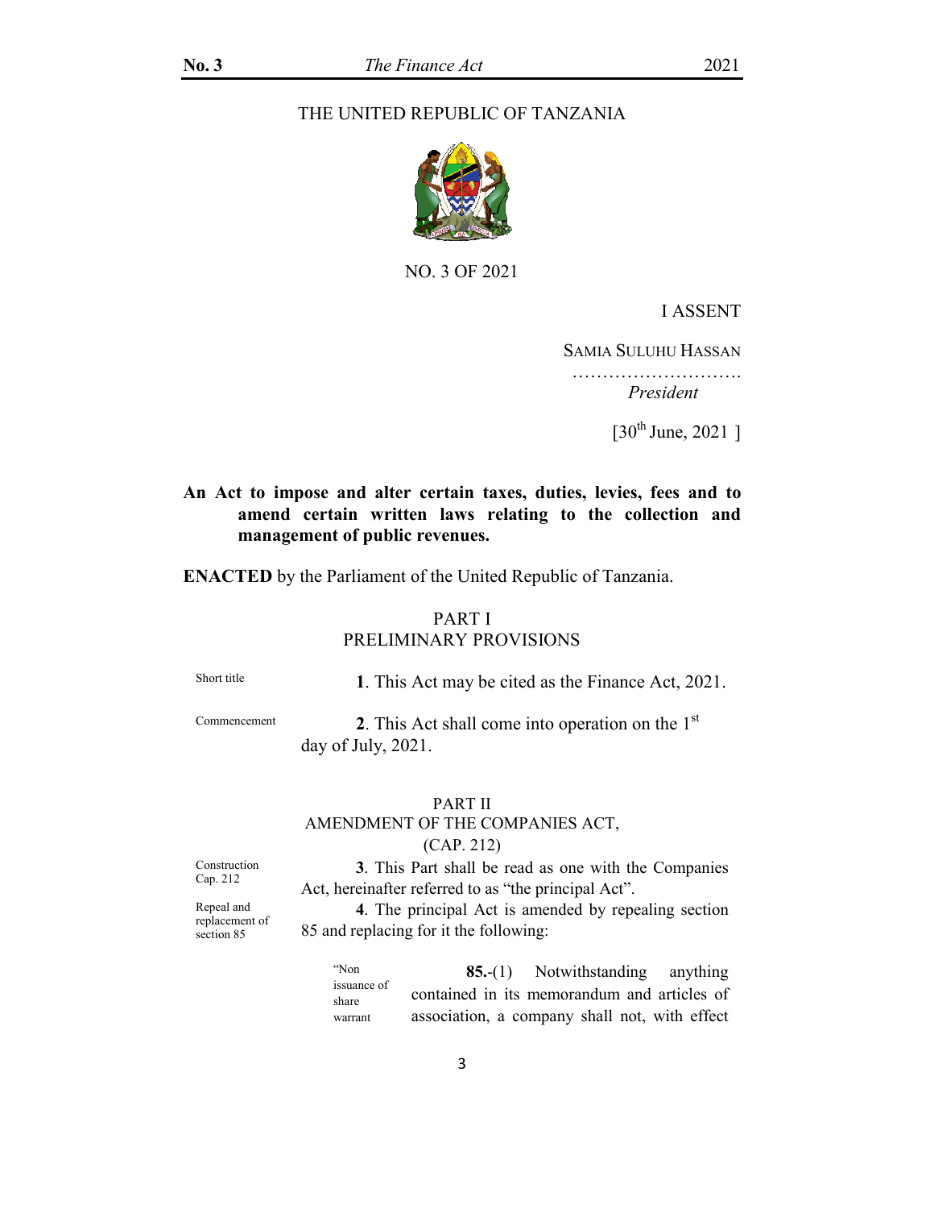THE UNITED REPUBLIC OF TANZANIA

NO. 3 OF 2021

I ASSENT

SAMIA SULUHU HASSAN

……………………….

*President*

[30th June, 2021 ]

**An Act to impose and alter certain taxes, duties, levies, fees and to amend certain written laws relating to the collection and management of public revenues.**

**ENACTED** by the Parliament of the United Republic of Tanzania.

## PART I
## PRELIMINARY PROVISIONS

Short title

**1**. This Act may be cited as the Finance Act, 2021.

Commencement

**2**. This Act shall come into operation on the 1st day of July, 2021.

## PART II
## AMENDMENT OF THE COMPANIES ACT, (CAP. 212)

Construction Cap. 212

**3**. This Part shall be read as one with the Companies Act, hereinafter referred to as "the principal Act".

Repeal and replacement of section 85

**4**. The principal Act is amended by repealing section 85 and replacing for it the following:

"Non issuance of share warrant

**85.**-(1) Notwithstanding anything contained in its memorandum and articles of association, a company shall not, with effect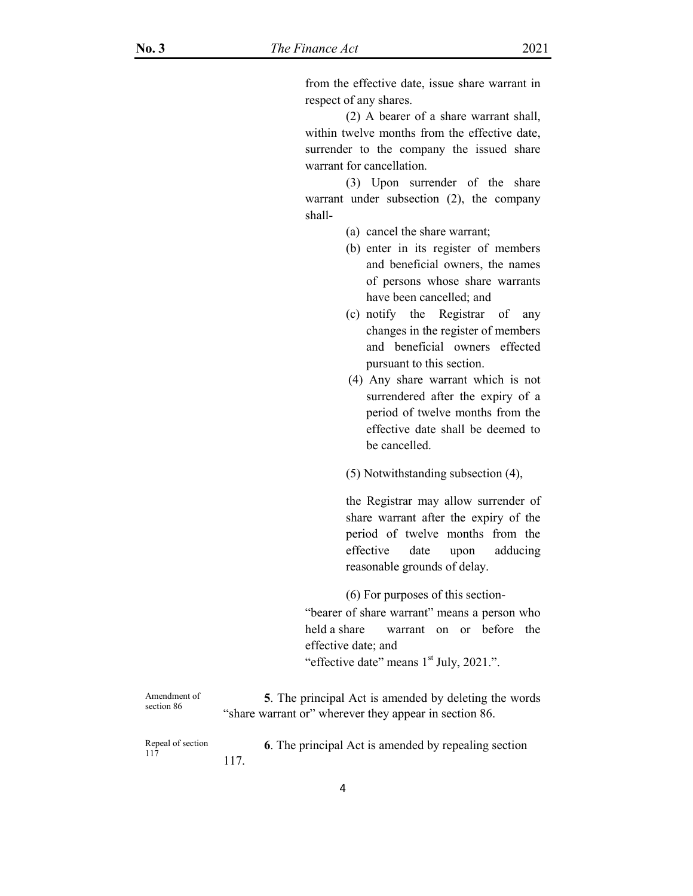from the effective date, issue share warrant in respect of any shares.

(2) A bearer of a share warrant shall, within twelve months from the effective date, surrender to the company the issued share warrant for cancellation.

(3) Upon surrender of the share warrant under subsection (2), the company shall-

(a) cancel the share warrant;

(b) enter in its register of members and beneficial owners, the names of persons whose share warrants have been cancelled; and

(c) notify the Registrar of any changes in the register of members and beneficial owners effected pursuant to this section.

(4) Any share warrant which is not surrendered after the expiry of a period of twelve months from the effective date shall be deemed to be cancelled.

(5) Notwithstanding subsection (4),

the Registrar may allow surrender of share warrant after the expiry of the period of twelve months from the effective date upon adducing reasonable grounds of delay.

(6) For purposes of this section-

"bearer of share warrant" means a person who held a share warrant on or before the effective date; and

"effective date" means 1st July, 2021.".

Amendment of section 86

**5**. The principal Act is amended by deleting the words "share warrant or" wherever they appear in section 86.

Repeal of section 117

**6**. The principal Act is amended by repealing section 117.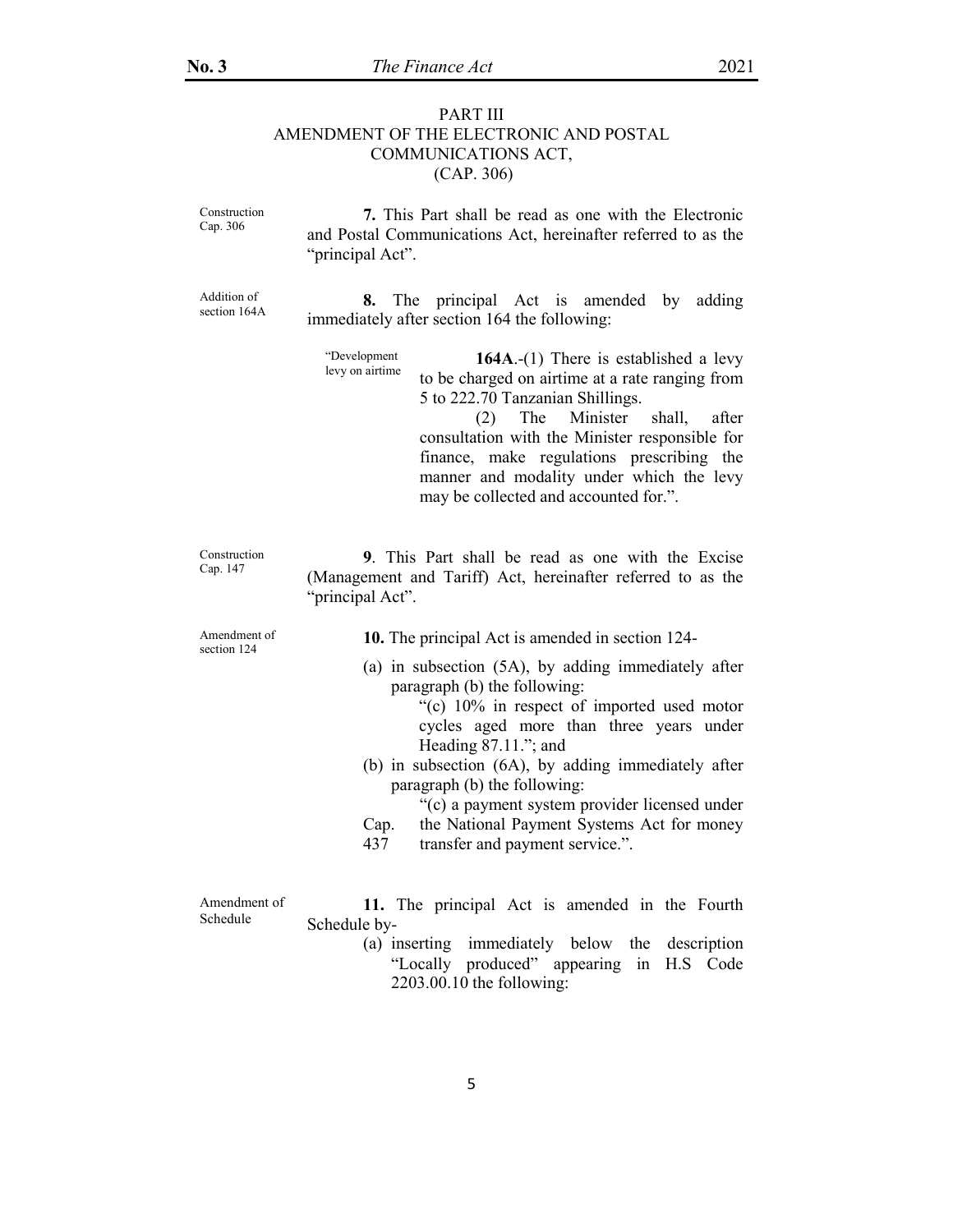## PART III
## AMENDMENT OF THE ELECTRONIC AND POSTAL COMMUNICATIONS ACT, (CAP. 306)

Construction Cap. 306

**7.** This Part shall be read as one with the Electronic and Postal Communications Act, hereinafter referred to as the "principal Act".

Addition of section 164A

**8.** The principal Act is amended by adding immediately after section 164 the following:

"Development levy on airtime

**164A**.-(1) There is established a levy to be charged on airtime at a rate ranging from 5 to 222.70 Tanzanian Shillings.

(2) The Minister shall, after consultation with the Minister responsible for finance, make regulations prescribing the manner and modality under which the levy may be collected and accounted for.".

Construction Cap. 147

**9**. This Part shall be read as one with the Excise (Management and Tariff) Act, hereinafter referred to as the "principal Act".

Amendment of section 124

**10.** The principal Act is amended in section 124-

(a) in subsection (5A), by adding immediately after paragraph (b) the following:

"(c) 10% in respect of imported used motor cycles aged more than three years under Heading 87.11."; and

(b) in subsection (6A), by adding immediately after paragraph (b) the following:

"(c) a payment system provider licensed under the National Payment Systems Act for money transfer and payment service.".

Cap. 437

Amendment of Schedule

**11.** The principal Act is amended in the Fourth Schedule by-

(a) inserting immediately below the description "Locally produced" appearing in H.S Code 2203.00.10 the following: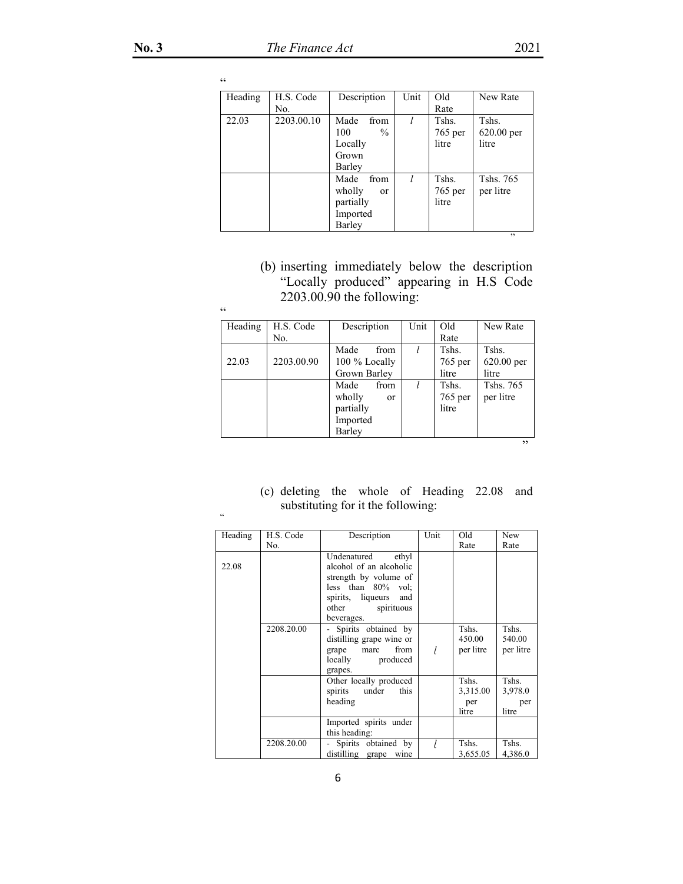"

| Heading | H.S. Code No. | Description | Unit | Old Rate | New Rate |
|---|---|---|---|---|---|
| 22.03 | 2203.00.10 | Made from 100 % Locally Grown Barley | *l* | Tshs. 765 per litre | Tshs. 620.00 per litre |
| | | Made from wholly or partially Imported Barley | *l* | Tshs. 765 per litre | Tshs. 765 per litre |

"

(b) inserting immediately below the description "Locally produced" appearing in H.S Code 2203.00.90 the following:

"

| Heading | H.S. Code No. | Description | Unit | Old Rate | New Rate |
|---|---|---|---|---|---|
| 22.03 | 2203.00.90 | Made from 100 % Locally Grown Barley | *l* | Tshs. 765 per litre | Tshs. 620.00 per litre |
| | | Made from wholly or partially Imported Barley | *l* | Tshs. 765 per litre | Tshs. 765 per litre |

"

(c) deleting the whole of Heading 22.08 and substituting for it the following:

"

| Heading | H.S. Code No. | Description | Unit | Old Rate | New Rate |
|---|---|---|---|---|---|
| 22.08 | | Undenatured ethyl alcohol of an alcoholic strength by volume of less than 80% vol; spirits, liqueurs and other spirituous beverages. | | | |
| | 2208.20.00 | - Spirits obtained by distilling grape wine or grape marc from locally produced grapes. | *l* | Tshs. 450.00 per litre | Tshs. 540.00 per litre |
| | | Other locally produced spirits under this heading | | Tshs. 3,315.00 per litre | Tshs. 3,978.0 per litre |
| | | Imported spirits under this heading: | | | |
| | 2208.20.00 | - Spirits obtained by distilling grape wine | *l* | Tshs. 3,655.05 | Tshs. 4,386.0 |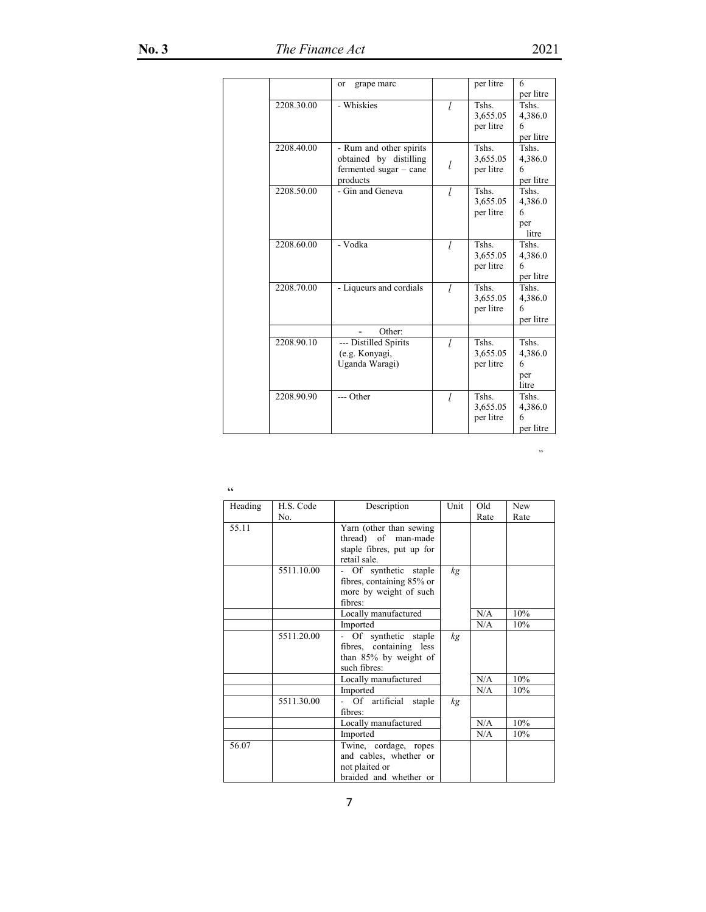| | | or grape marc | | per litre | 6 per litre |
|---|---|---|---|---|---|
| | 2208.30.00 | - Whiskies | *l* | Tshs. 3,655.05 per litre | Tshs. 4,386.06 per litre |
| | 2208.40.00 | - Rum and other spirits obtained by distilling fermented sugar – cane products | *l* | Tshs. 3,655.05 per litre | Tshs. 4,386.06 per litre |
| | 2208.50.00 | - Gin and Geneva | *l* | Tshs. 3,655.05 per litre | Tshs. 4,386.06 per litre |
| | 2208.60.00 | - Vodka | *l* | Tshs. 3,655.05 per litre | Tshs. 4,386.06 per litre |
| | 2208.70.00 | - Liqueurs and cordials | *l* | Tshs. 3,655.05 per litre | Tshs. 4,386.06 per litre |
| | | - Other: | | | |
| | 2208.90.10 | --- Distilled Spirits (e.g. Konyagi, Uganda Waragi) | *l* | Tshs. 3,655.05 per litre | Tshs. 4,386.06 per litre |
| | 2208.90.90 | --- Other | *l* | Tshs. 3,655.05 per litre | Tshs. 4,386.06 per litre |

"

"

| Heading | H.S. Code No. | Description | Unit | Old Rate | New Rate |
|---|---|---|---|---|---|
| 55.11 | | Yarn (other than sewing thread) of man-made staple fibres, put up for retail sale. | | | |
| | 5511.10.00 | - Of synthetic staple fibres, containing 85% or more by weight of such fibres: | *kg* | | |
| | | Locally manufactured | | N/A | 10% |
| | | Imported | | N/A | 10% |
| | 5511.20.00 | - Of synthetic staple fibres, containing less than 85% by weight of such fibres: | *kg* | | |
| | | Locally manufactured | | N/A | 10% |
| | | Imported | | N/A | 10% |
| | 5511.30.00 | - Of artificial staple fibres: | *kg* | | |
| | | Locally manufactured | | N/A | 10% |
| | | Imported | | N/A | 10% |
| 56.07 | | Twine, cordage, ropes and cables, whether or not plaited or braided and whether or | | | |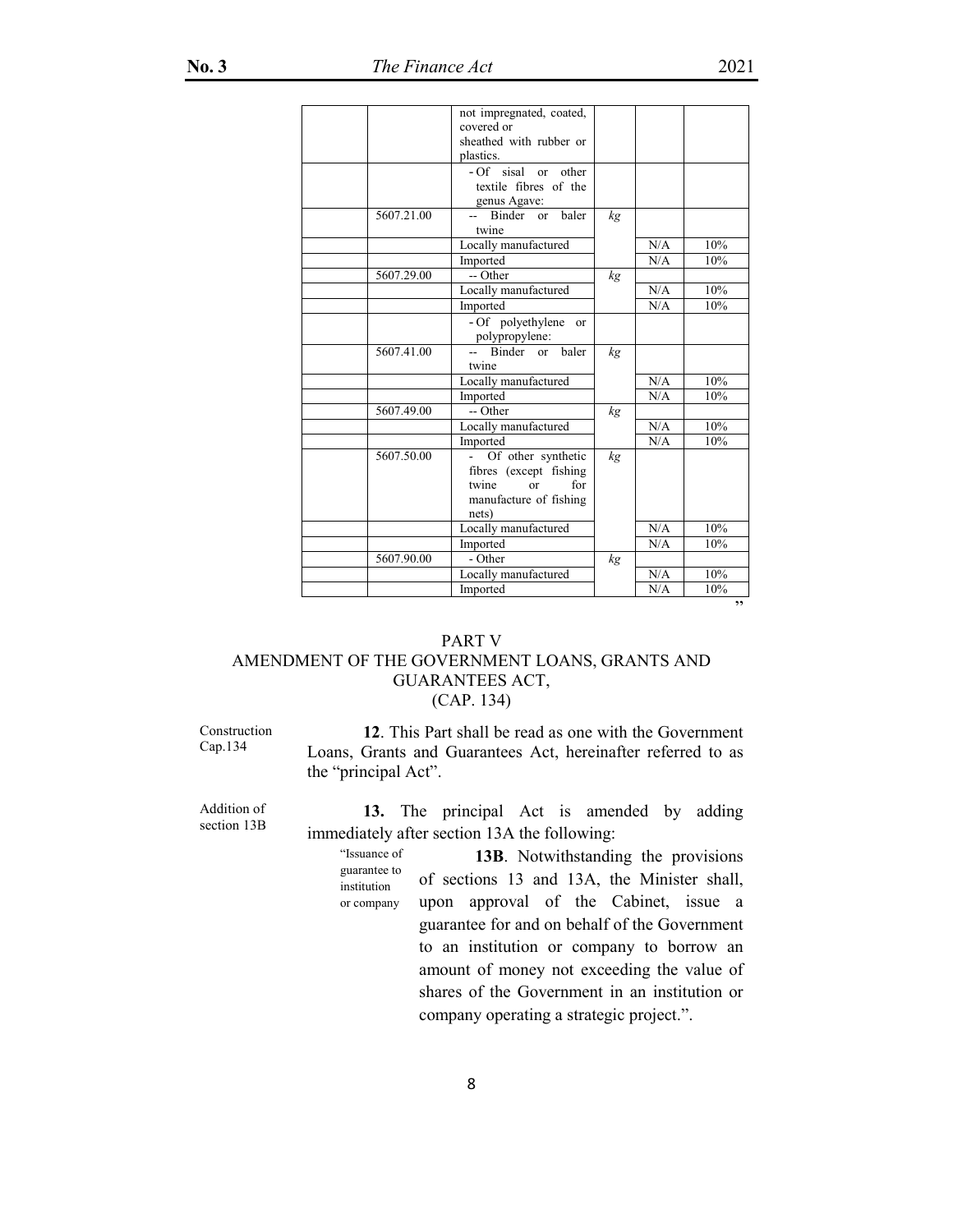| | | not impregnated, coated, covered or sheathed with rubber or plastics. | | | |
|---|---|---|---|---|---|
| | | - Of sisal or other textile fibres of the genus Agave: | | | |
| | 5607.21.00 | -- Binder or baler twine | *kg* | | |
| | | Locally manufactured | | N/A | 10% |
| | | Imported | | N/A | 10% |
| | 5607.29.00 | -- Other | *kg* | | |
| | | Locally manufactured | | N/A | 10% |
| | | Imported | | N/A | 10% |
| | | - Of polyethylene or polypropylene: | | | |
| | 5607.41.00 | -- Binder or baler twine | *kg* | | |
| | | Locally manufactured | | N/A | 10% |
| | | Imported | | N/A | 10% |
| | 5607.49.00 | -- Other | *kg* | | |
| | | Locally manufactured | | N/A | 10% |
| | | Imported | | N/A | 10% |
| | 5607.50.00 | - Of other synthetic fibres (except fishing twine or for manufacture of fishing nets) | *kg* | | |
| | | Locally manufactured | | N/A | 10% |
| | | Imported | | N/A | 10% |
| | 5607.90.00 | - Other | *kg* | | |
| | | Locally manufactured | | N/A | 10% |
| | | Imported | | N/A | 10% |

"

## PART V
## AMENDMENT OF THE GOVERNMENT LOANS, GRANTS AND GUARANTEES ACT, (CAP. 134)

Construction Cap.134

**12**. This Part shall be read as one with the Government Loans, Grants and Guarantees Act, hereinafter referred to as the "principal Act".

Addition of section 13B

**13.** The principal Act is amended by adding immediately after section 13A the following:

"Issuance of guarantee to institution or company

**13B**. Notwithstanding the provisions of sections 13 and 13A, the Minister shall, upon approval of the Cabinet, issue a guarantee for and on behalf of the Government to an institution or company to borrow an amount of money not exceeding the value of shares of the Government in an institution or company operating a strategic project.".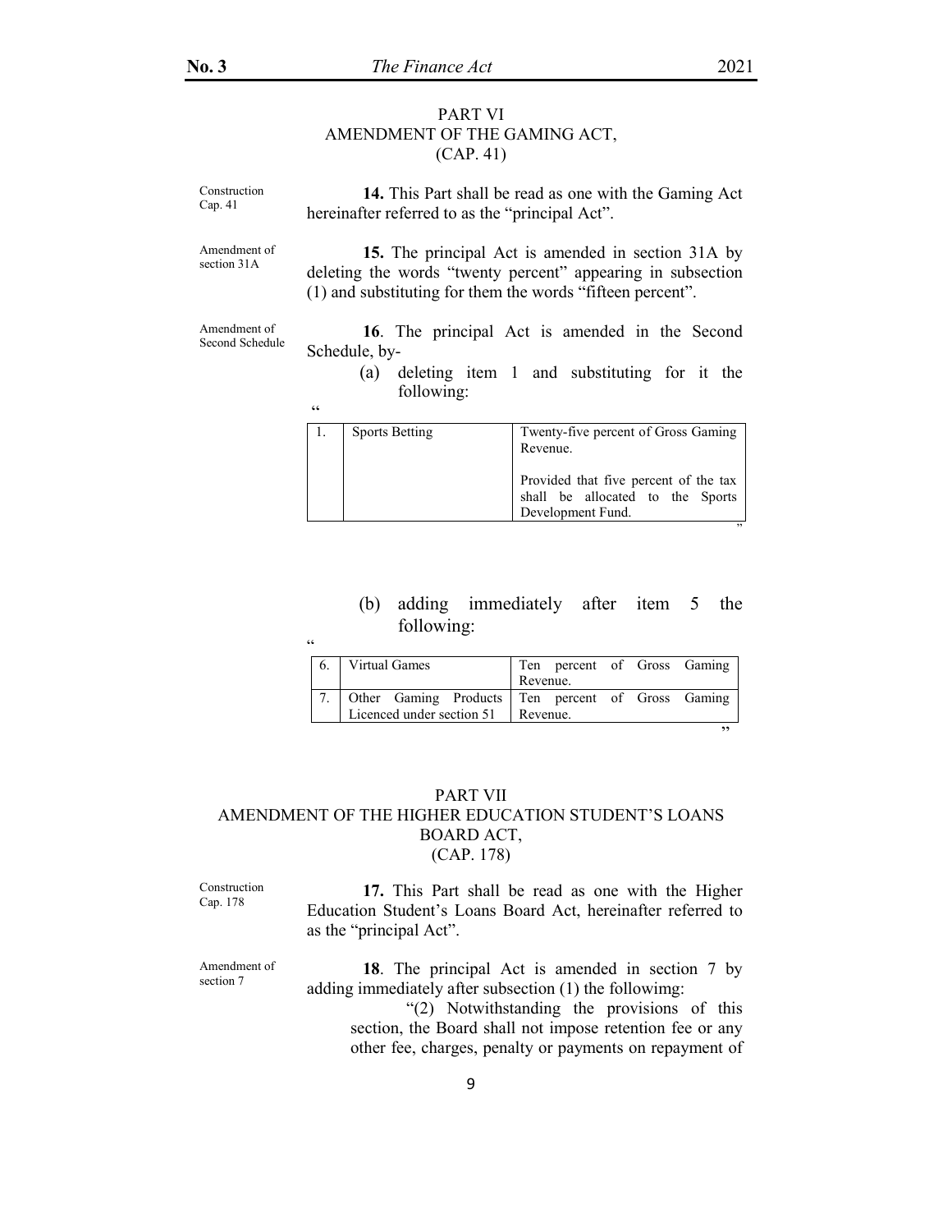## PART VI
## AMENDMENT OF THE GAMING ACT, (CAP. 41)

Construction Cap. 41

**14.** This Part shall be read as one with the Gaming Act hereinafter referred to as the "principal Act".

Amendment of section 31A

**15.** The principal Act is amended in section 31A by deleting the words "twenty percent" appearing in subsection (1) and substituting for them the words "fifteen percent".

Amendment of Second Schedule

**16**. The principal Act is amended in the Second Schedule, by-

(a) deleting item 1 and substituting for it the following:

"

| | | |
|---|---|---|
| 1. | Sports Betting | Twenty-five percent of Gross Gaming Revenue.<br><br>Provided that five percent of the tax shall be allocated to the Sports Development Fund. |

"

(b) adding immediately after item 5 the following:

"

| | | |
|---|---|---|
| 6. | Virtual Games | Ten percent of Gross Gaming Revenue. |
| 7. | Other Gaming Products Licenced under section 51 | Ten percent of Gross Gaming Revenue. |

"

## PART VII
## AMENDMENT OF THE HIGHER EDUCATION STUDENT'S LOANS BOARD ACT, (CAP. 178)

Construction Cap. 178

**17.** This Part shall be read as one with the Higher Education Student's Loans Board Act, hereinafter referred to as the "principal Act".

Amendment of section 7

**18**. The principal Act is amended in section 7 by adding immediately after subsection (1) the followimg:

"(2) Notwithstanding the provisions of this section, the Board shall not impose retention fee or any other fee, charges, penalty or payments on repayment of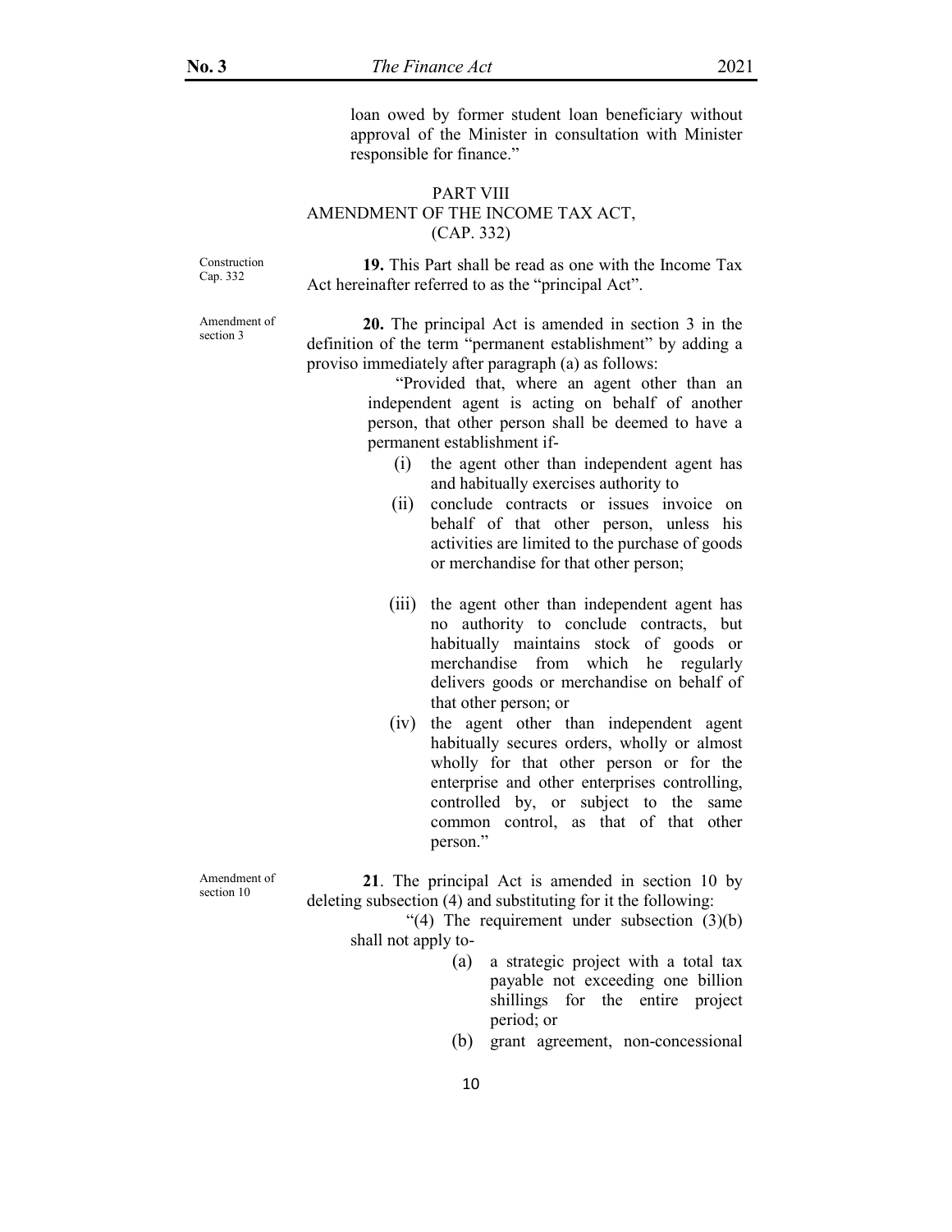loan owed by former student loan beneficiary without approval of the Minister in consultation with Minister responsible for finance."

## PART VIII
## AMENDMENT OF THE INCOME TAX ACT, (CAP. 332)

Construction Cap. 332

**19.** This Part shall be read as one with the Income Tax Act hereinafter referred to as the "principal Act".

Amendment of section 3

**20.** The principal Act is amended in section 3 in the definition of the term "permanent establishment" by adding a proviso immediately after paragraph (a) as follows:

"Provided that, where an agent other than an independent agent is acting on behalf of another person, that other person shall be deemed to have a permanent establishment if-

(i) the agent other than independent agent has and habitually exercises authority to

(ii) conclude contracts or issues invoice on behalf of that other person, unless his activities are limited to the purchase of goods or merchandise for that other person;

(iii) the agent other than independent agent has no authority to conclude contracts, but habitually maintains stock of goods or merchandise from which he regularly delivers goods or merchandise on behalf of that other person; or

(iv) the agent other than independent agent habitually secures orders, wholly or almost wholly for that other person or for the enterprise and other enterprises controlling, controlled by, or subject to the same common control, as that of that other person."

Amendment of section 10

**21**. The principal Act is amended in section 10 by deleting subsection (4) and substituting for it the following:

"(4) The requirement under subsection (3)(b) shall not apply to-

(a) a strategic project with a total tax payable not exceeding one billion shillings for the entire project period; or

(b) grant agreement, non-concessional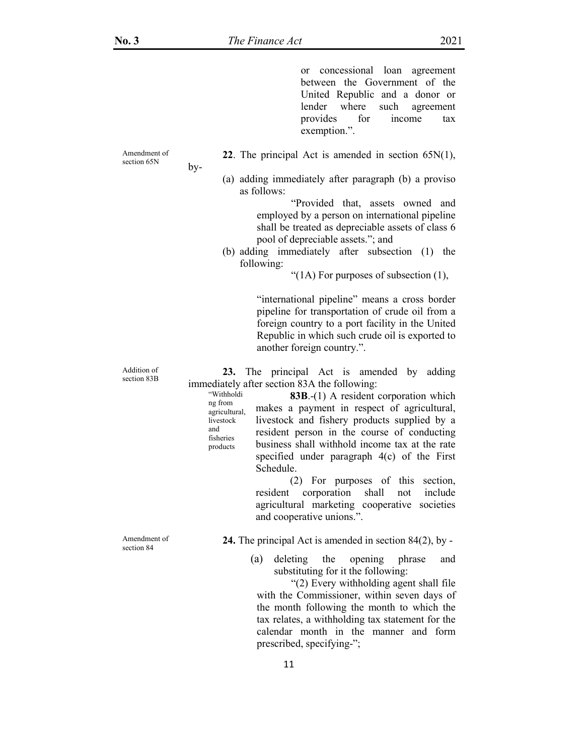or concessional loan agreement between the Government of the United Republic and a donor or lender where such agreement provides for income tax exemption.".

Amendment of section 65N

**22**. The principal Act is amended in section 65N(1), by-

(a) adding immediately after paragraph (b) a proviso as follows:

"Provided that, assets owned and employed by a person on international pipeline shall be treated as depreciable assets of class 6 pool of depreciable assets."; and

(b) adding immediately after subsection (1) the following:

"(1A) For purposes of subsection (1),

"international pipeline" means a cross border pipeline for transportation of crude oil from a foreign country to a port facility in the United Republic in which such crude oil is exported to another foreign country.".

Addition of section 83B

**23.** The principal Act is amended by adding immediately after section 83A the following:

"Withholding from agricultural, livestock and fisheries products

**83B**.-(1) A resident corporation which makes a payment in respect of agricultural, livestock and fishery products supplied by a resident person in the course of conducting business shall withhold income tax at the rate specified under paragraph 4(c) of the First Schedule.

(2) For purposes of this section, resident corporation shall not include agricultural marketing cooperative societies and cooperative unions.".

Amendment of section 84

**24.** The principal Act is amended in section 84(2), by -

(a) deleting the opening phrase and substituting for it the following:

"(2) Every withholding agent shall file with the Commissioner, within seven days of the month following the month to which the tax relates, a withholding tax statement for the calendar month in the manner and form prescribed, specifying-";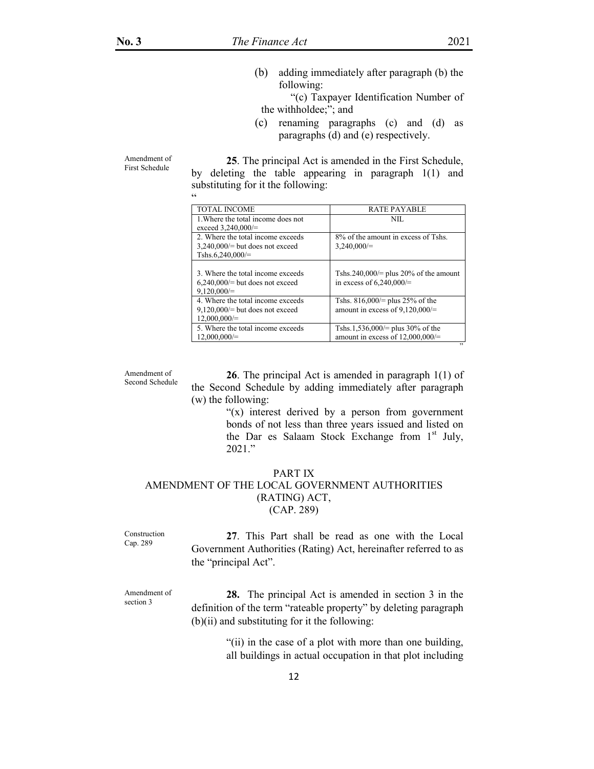(b) adding immediately after paragraph (b) the following:

"(c) Taxpayer Identification Number of the withholdee;"; and

(c) renaming paragraphs (c) and (d) as paragraphs (d) and (e) respectively.

Amendment of First Schedule

**25**. The principal Act is amended in the First Schedule, by deleting the table appearing in paragraph 1(1) and substituting for it the following:

"

| TOTAL INCOME | RATE PAYABLE |
|---|---|
| 1.Where the total income does not exceed 3,240,000/= | NIL |
| 2. Where the total income exceeds 3,240,000/= but does not exceed Tshs.6,240,000/= | 8% of the amount in excess of Tshs. 3,240,000/= |
| 3. Where the total income exceeds 6,240,000/= but does not exceed 9,120,000/= | Tshs.240,000/= plus 20% of the amount in excess of 6,240,000/= |
| 4. Where the total income exceeds 9,120,000/= but does not exceed 12,000,000/= | Tshs. 816,000/= plus 25% of the amount in excess of 9,120,000/= |
| 5. Where the total income exceeds 12,000,000/= | Tshs.1,536,000/= plus 30% of the amount in excess of 12,000,000/= |

"

Amendment of Second Schedule

**26**. The principal Act is amended in paragraph 1(1) of the Second Schedule by adding immediately after paragraph (w) the following:

"(x) interest derived by a person from government bonds of not less than three years issued and listed on the Dar es Salaam Stock Exchange from 1st July, 2021."

## PART IX
## AMENDMENT OF THE LOCAL GOVERNMENT AUTHORITIES (RATING) ACT, (CAP. 289)

Construction Cap. 289

**27**. This Part shall be read as one with the Local Government Authorities (Rating) Act, hereinafter referred to as the "principal Act".

Amendment of section 3

**28.** The principal Act is amended in section 3 in the definition of the term "rateable property" by deleting paragraph (b)(ii) and substituting for it the following:

"(ii) in the case of a plot with more than one building, all buildings in actual occupation in that plot including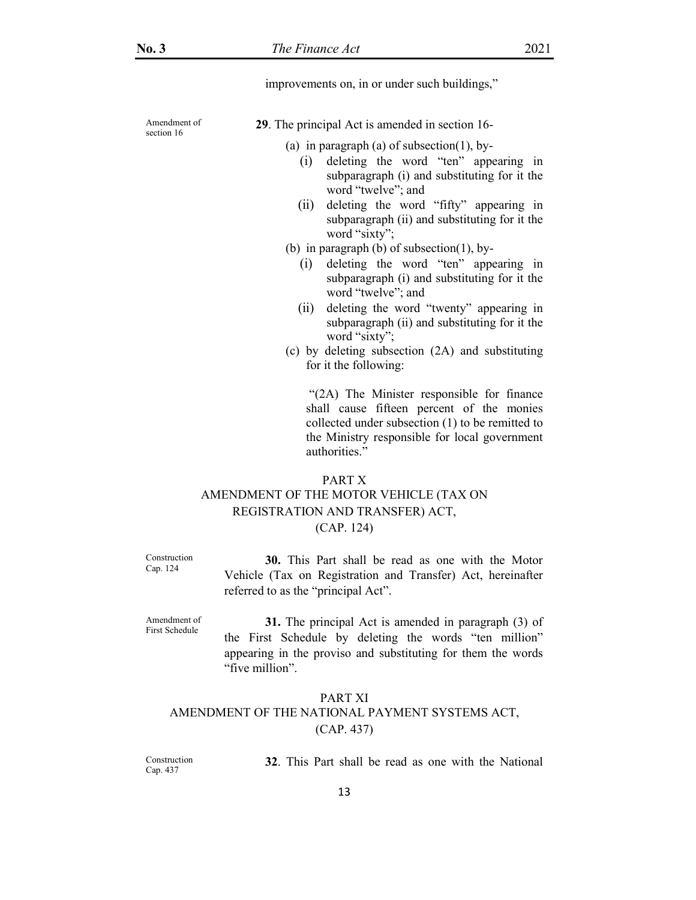improvements on, in or under such buildings,"

Amendment of section 16

**29**. The principal Act is amended in section 16-

(a) in paragraph (a) of subsection(1), by-

  (i) deleting the word "ten" appearing in subparagraph (i) and substituting for it the word "twelve"; and

  (ii) deleting the word "fifty" appearing in subparagraph (ii) and substituting for it the word "sixty";

(b) in paragraph (b) of subsection(1), by-

  (i) deleting the word "ten" appearing in subparagraph (i) and substituting for it the word "twelve"; and

  (ii) deleting the word "twenty" appearing in subparagraph (ii) and substituting for it the word "sixty";

(c) by deleting subsection (2A) and substituting for it the following:

"(2A) The Minister responsible for finance shall cause fifteen percent of the monies collected under subsection (1) to be remitted to the Ministry responsible for local government authorities."

## PART X
## AMENDMENT OF THE MOTOR VEHICLE (TAX ON REGISTRATION AND TRANSFER) ACT, (CAP. 124)

Construction Cap. 124

**30.** This Part shall be read as one with the Motor Vehicle (Tax on Registration and Transfer) Act, hereinafter referred to as the "principal Act".

Amendment of First Schedule

**31.** The principal Act is amended in paragraph (3) of the First Schedule by deleting the words "ten million" appearing in the proviso and substituting for them the words "five million".

## PART XI
## AMENDMENT OF THE NATIONAL PAYMENT SYSTEMS ACT, (CAP. 437)

Construction Cap. 437

**32**. This Part shall be read as one with the National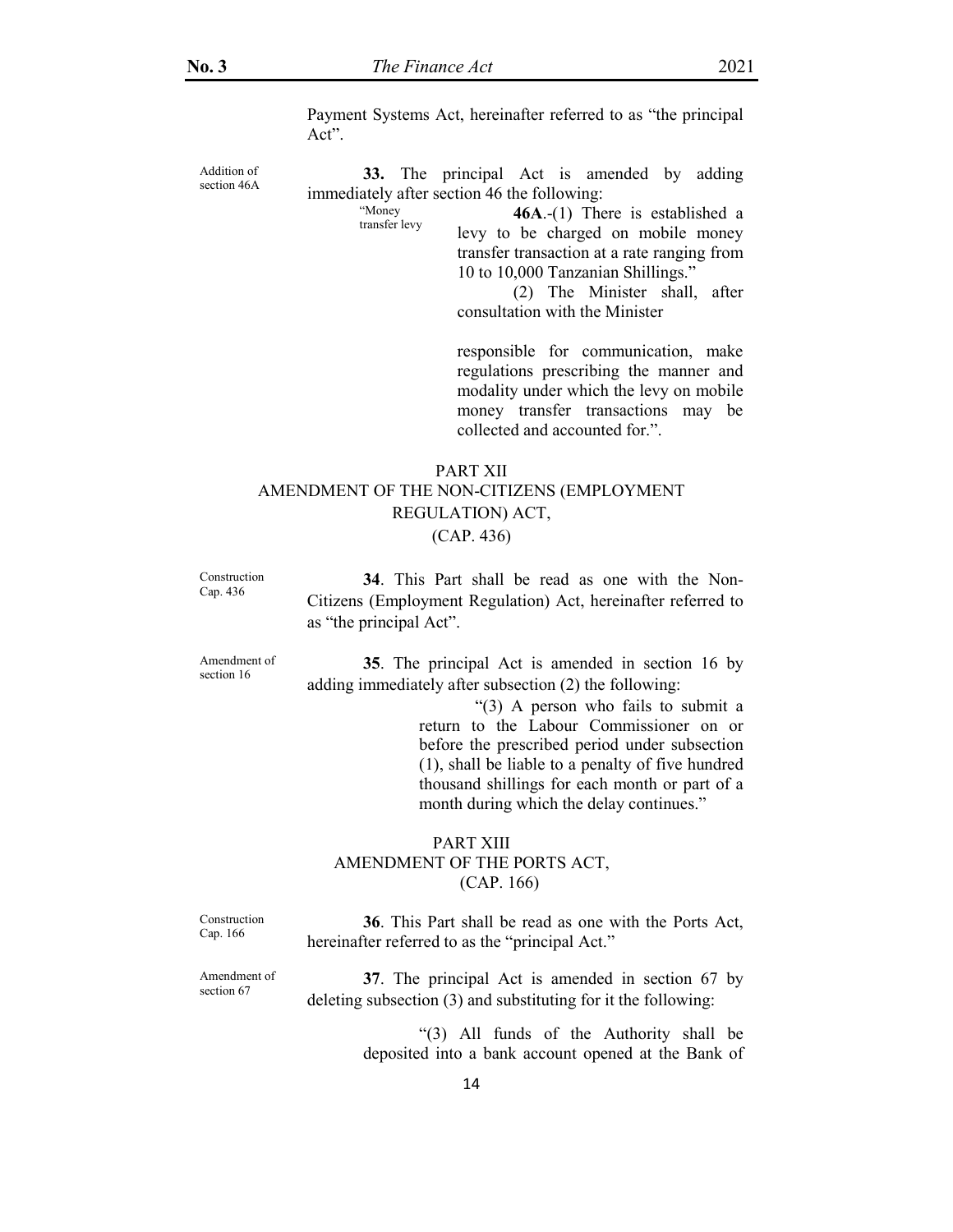Payment Systems Act, hereinafter referred to as "the principal Act".

Addition of section 46A

**33.** The principal Act is amended by adding immediately after section 46 the following:

"Money transfer levy

**46A**.-(1) There is established a levy to be charged on mobile money transfer transaction at a rate ranging from 10 to 10,000 Tanzanian Shillings."

(2) The Minister shall, after consultation with the Minister responsible for communication, make regulations prescribing the manner and modality under which the levy on mobile money transfer transactions may be collected and accounted for.".

## PART XII
## AMENDMENT OF THE NON-CITIZENS (EMPLOYMENT REGULATION) ACT, (CAP. 436)

Construction Cap. 436

**34**. This Part shall be read as one with the Non-Citizens (Employment Regulation) Act, hereinafter referred to as "the principal Act".

Amendment of section 16

**35**. The principal Act is amended in section 16 by adding immediately after subsection (2) the following:

"(3) A person who fails to submit a return to the Labour Commissioner on or before the prescribed period under subsection (1), shall be liable to a penalty of five hundred thousand shillings for each month or part of a month during which the delay continues."

## PART XIII
## AMENDMENT OF THE PORTS ACT, (CAP. 166)

Construction Cap. 166

**36**. This Part shall be read as one with the Ports Act, hereinafter referred to as the "principal Act."

Amendment of section 67

**37**. The principal Act is amended in section 67 by deleting subsection (3) and substituting for it the following:

"(3) All funds of the Authority shall be deposited into a bank account opened at the Bank of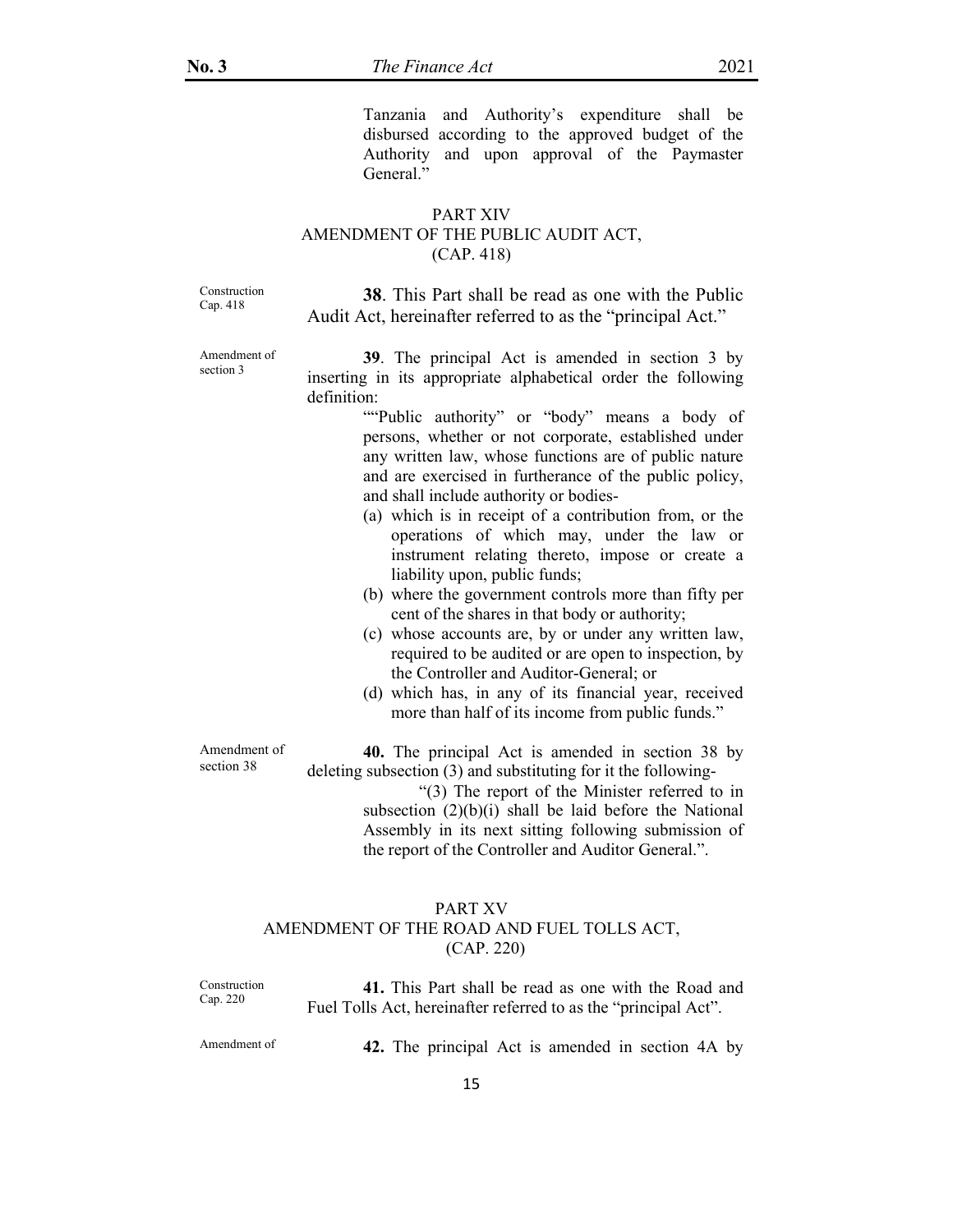Tanzania and Authority's expenditure shall be disbursed according to the approved budget of the Authority and upon approval of the Paymaster General."

## PART XIV
## AMENDMENT OF THE PUBLIC AUDIT ACT, (CAP. 418)

Construction Cap. 418

**38**. This Part shall be read as one with the Public Audit Act, hereinafter referred to as the "principal Act."

Amendment of section 3

**39**. The principal Act is amended in section 3 by inserting in its appropriate alphabetical order the following definition:

""Public authority" or "body" means a body of persons, whether or not corporate, established under any written law, whose functions are of public nature and are exercised in furtherance of the public policy, and shall include authority or bodies-

(a) which is in receipt of a contribution from, or the operations of which may, under the law or instrument relating thereto, impose or create a liability upon, public funds;
(b) where the government controls more than fifty per cent of the shares in that body or authority;
(c) whose accounts are, by or under any written law, required to be audited or are open to inspection, by the Controller and Auditor-General; or
(d) which has, in any of its financial year, received more than half of its income from public funds."

Amendment of section 38

**40.** The principal Act is amended in section 38 by deleting subsection (3) and substituting for it the following-

"(3) The report of the Minister referred to in subsection (2)(b)(i) shall be laid before the National Assembly in its next sitting following submission of the report of the Controller and Auditor General.".

## PART XV
## AMENDMENT OF THE ROAD AND FUEL TOLLS ACT, (CAP. 220)

Construction Cap. 220

**41.** This Part shall be read as one with the Road and Fuel Tolls Act, hereinafter referred to as the "principal Act".

Amendment of

**42.** The principal Act is amended in section 4A by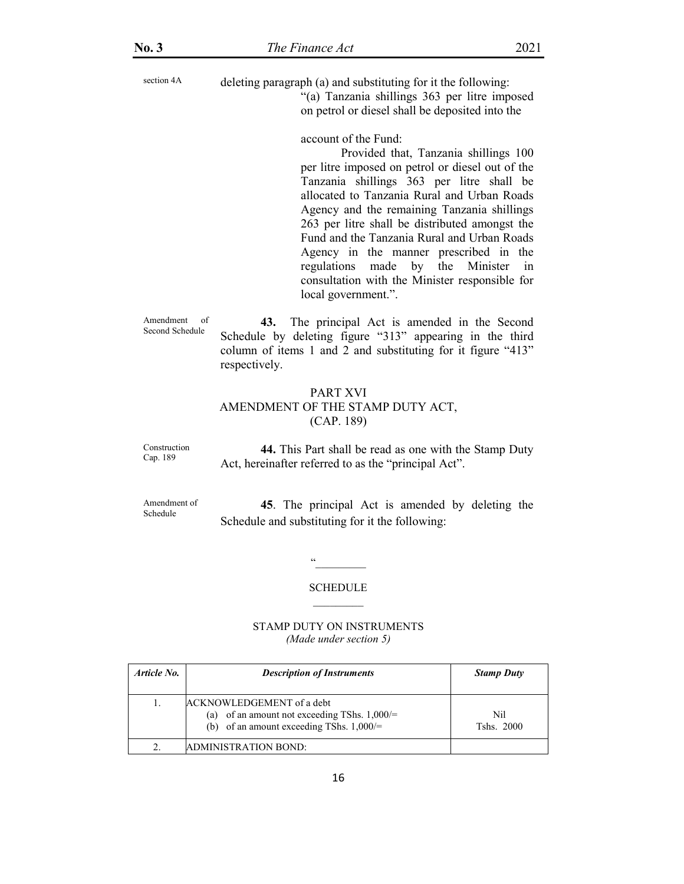section 4A

deleting paragraph (a) and substituting for it the following:

"(a) Tanzania shillings 363 per litre imposed on petrol or diesel shall be deposited into the account of the Fund:

Provided that, Tanzania shillings 100 per litre imposed on petrol or diesel out of the Tanzania shillings 363 per litre shall be allocated to Tanzania Rural and Urban Roads Agency and the remaining Tanzania shillings 263 per litre shall be distributed amongst the Fund and the Tanzania Rural and Urban Roads Agency in the manner prescribed in the regulations made by the Minister in consultation with the Minister responsible for local government.".

Amendment of Second Schedule

**43.** The principal Act is amended in the Second Schedule by deleting figure "313" appearing in the third column of items 1 and 2 and substituting for it figure "413" respectively.

## PART XVI
## AMENDMENT OF THE STAMP DUTY ACT, (CAP. 189)

Construction Cap. 189

**44.** This Part shall be read as one with the Stamp Duty Act, hereinafter referred to as the "principal Act".

Amendment of Schedule

**45**. The principal Act is amended by deleting the Schedule and substituting for it the following:

"

### SCHEDULE

STAMP DUTY ON INSTRUMENTS
*(Made under section 5)*

| *Article No.* | *Description of Instruments* | *Stamp Duty* |
|---|---|---|
| 1. | ACKNOWLEDGEMENT of a debt<br>(a) of an amount not exceeding TShs. 1,000/=<br>(b) of an amount exceeding TShs. 1,000/= | <br>Nil<br>Tshs. 2000 |
| 2. | ADMINISTRATION BOND: | |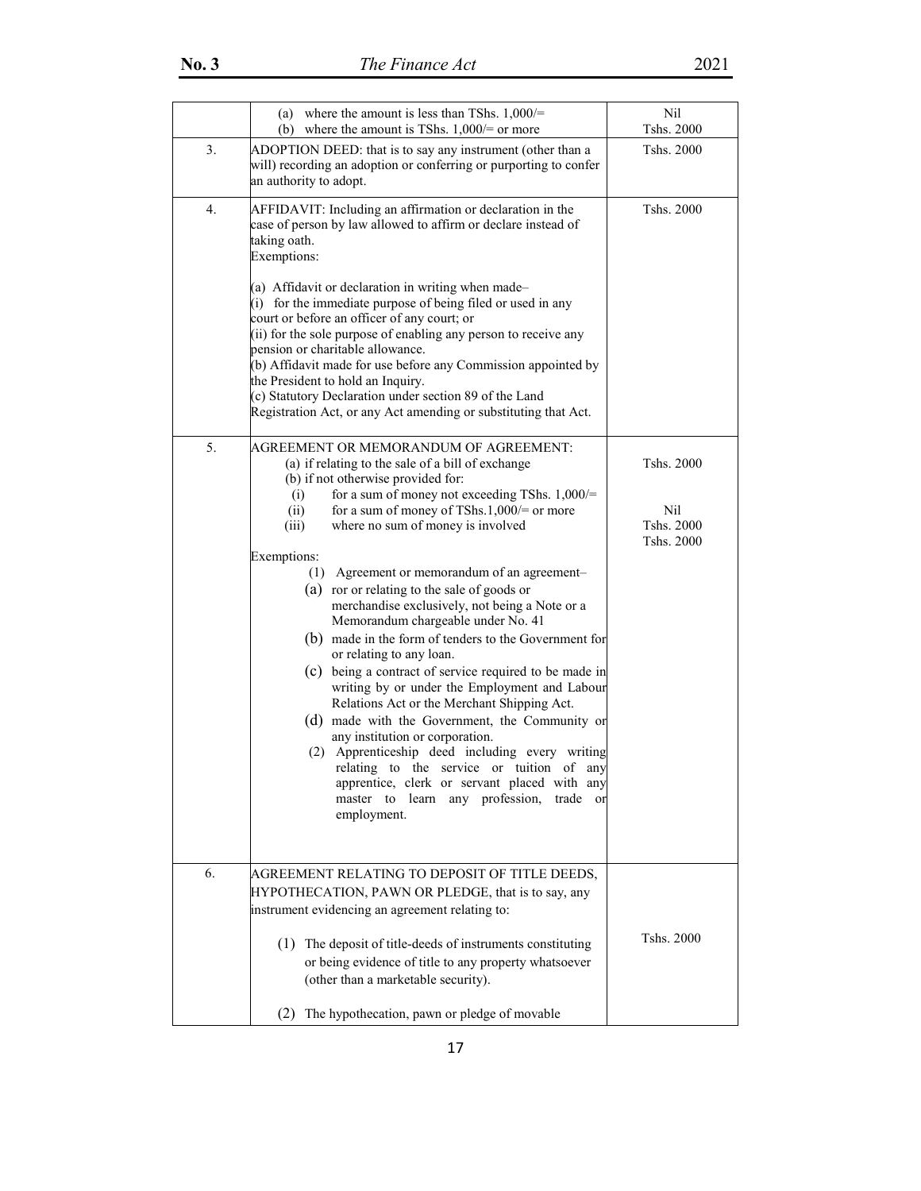| | | |
|---|---|---|
| | (a) where the amount is less than TShs. 1,000/=<br>(b) where the amount is TShs. 1,000/= or more | Nil<br>Tshs. 2000 |
| 3. | ADOPTION DEED: that is to say any instrument (other than a will) recording an adoption or conferring or purporting to confer an authority to adopt. | Tshs. 2000 |
| 4. | AFFIDAVIT: Including an affirmation or declaration in the case of person by law allowed to affirm or declare instead of taking oath.<br>Exemptions:<br><br>(a) Affidavit or declaration in writing when made–<br>(i) for the immediate purpose of being filed or used in any court or before an officer of any court; or<br>(ii) for the sole purpose of enabling any person to receive any pension or charitable allowance.<br>(b) Affidavit made for use before any Commission appointed by the President to hold an Inquiry.<br>(c) Statutory Declaration under section 89 of the Land Registration Act, or any Act amending or substituting that Act. | Tshs. 2000 |
| 5. | AGREEMENT OR MEMORANDUM OF AGREEMENT:<br>(a) if relating to the sale of a bill of exchange<br>(b) if not otherwise provided for:<br>(i) for a sum of money not exceeding TShs. 1,000/=<br>(ii) for a sum of money of TShs.1,000/= or more<br>(iii) where no sum of money is involved<br><br>Exemptions:<br>(1) Agreement or memorandum of an agreement–<br>(a) ror or relating to the sale of goods or merchandise exclusively, not being a Note or a Memorandum chargeable under No. 41<br>(b) made in the form of tenders to the Government for or relating to any loan.<br>(c) being a contract of service required to be made in writing by or under the Employment and Labour Relations Act or the Merchant Shipping Act.<br>(d) made with the Government, the Community or any institution or corporation.<br>(2) Apprenticeship deed including every writing relating to the service or tuition of any apprentice, clerk or servant placed with any master to learn any profession, trade or employment. | Tshs. 2000<br><br><br>Nil<br>Tshs. 2000<br>Tshs. 2000 |
| 6. | AGREEMENT RELATING TO DEPOSIT OF TITLE DEEDS, HYPOTHECATION, PAWN OR PLEDGE, that is to say, any instrument evidencing an agreement relating to:<br><br>(1) The deposit of title-deeds of instruments constituting or being evidence of title to any property whatsoever (other than a marketable security).<br><br>(2) The hypothecation, pawn or pledge of movable | Tshs. 2000 |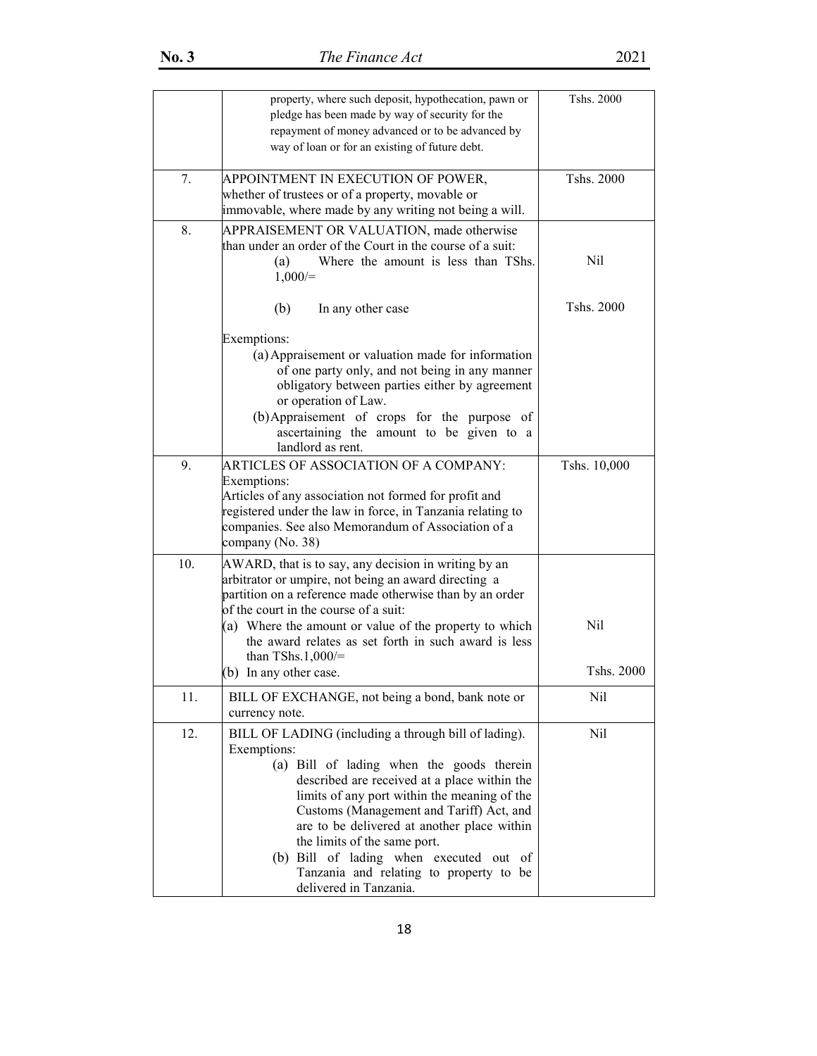| | | |
|---|---|---|
| | property, where such deposit, hypothecation, pawn or pledge has been made by way of security for the repayment of money advanced or to be advanced by way of loan or for an existing of future debt. | Tshs. 2000 |
| 7. | APPOINTMENT IN EXECUTION OF POWER, whether of trustees or of a property, movable or immovable, where made by any writing not being a will. | Tshs. 2000 |
| 8. | APPRAISEMENT OR VALUATION, made otherwise than under an order of the Court in the course of a suit:<br>(a) Where the amount is less than TShs. 1,000/=<br>(b) In any other case<br>Exemptions:<br>(a) Appraisement or valuation made for information of one party only, and not being in any manner obligatory between parties either by agreement or operation of Law.<br>(b) Appraisement of crops for the purpose of ascertaining the amount to be given to a landlord as rent. | Nil<br>Tshs. 2000 |
| 9. | ARTICLES OF ASSOCIATION OF A COMPANY:<br>Exemptions:<br>Articles of any association not formed for profit and registered under the law in force, in Tanzania relating to companies. See also Memorandum of Association of a company (No. 38) | Tshs. 10,000 |
| 10. | AWARD, that is to say, any decision in writing by an arbitrator or umpire, not being an award directing a partition on a reference made otherwise than by an order of the court in the course of a suit:<br>(a) Where the amount or value of the property to which the award relates as set forth in such award is less than TShs.1,000/=<br>(b) In any other case. | Nil<br>Tshs. 2000 |
| 11. | BILL OF EXCHANGE, not being a bond, bank note or currency note. | Nil |
| 12. | BILL OF LADING (including a through bill of lading).<br>Exemptions:<br>(a) Bill of lading when the goods therein described are received at a place within the limits of any port within the meaning of the Customs (Management and Tariff) Act, and are to be delivered at another place within the limits of the same port.<br>(b) Bill of lading when executed out of Tanzania and relating to property to be delivered in Tanzania. | Nil |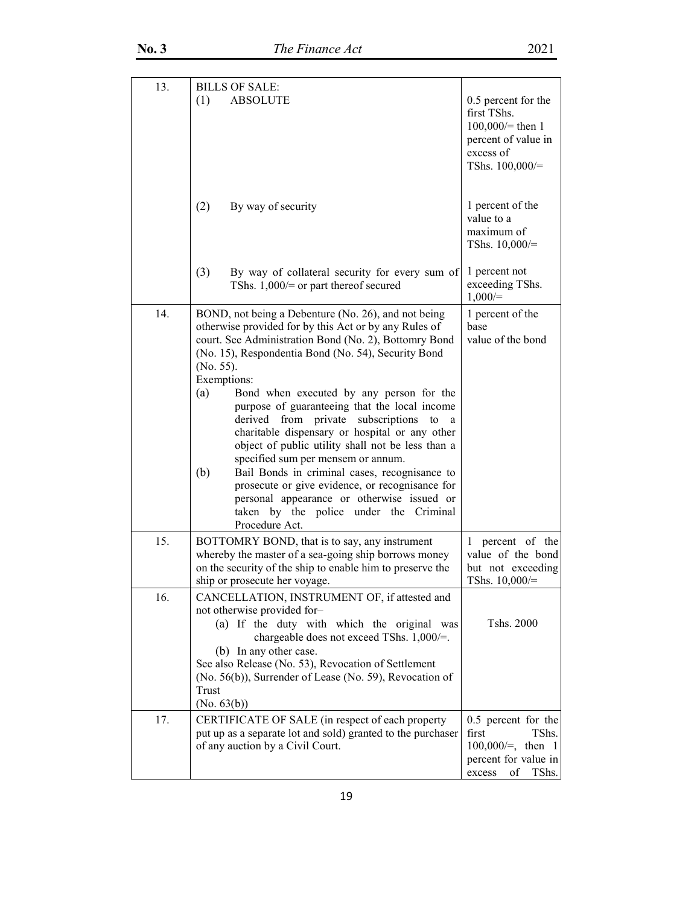| | | |
|---|---|---|
| 13. | BILLS OF SALE:<br>(1) ABSOLUTE | 0.5 percent for the first TShs. 100,000/= then 1 percent of value in excess of TShs. 100,000/= |
| | (2) By way of security | 1 percent of the value to a maximum of TShs. 10,000/= |
| | (3) By way of collateral security for every sum of TShs. 1,000/= or part thereof secured | 1 percent not exceeding TShs. 1,000/= |
| 14. | BOND, not being a Debenture (No. 26), and not being otherwise provided for by this Act or by any Rules of court. See Administration Bond (No. 2), Bottomry Bond (No. 15), Respondentia Bond (No. 54), Security Bond (No. 55).<br>Exemptions:<br>(a) Bond when executed by any person for the purpose of guaranteeing that the local income derived from private subscriptions to a charitable dispensary or hospital or any other object of public utility shall not be less than a specified sum per mensem or annum.<br>(b) Bail Bonds in criminal cases, recognisance to prosecute or give evidence, or recognisance for personal appearance or otherwise issued or taken by the police under the Criminal Procedure Act. | 1 percent of the base value of the bond |
| 15. | BOTTOMRY BOND, that is to say, any instrument whereby the master of a sea-going ship borrows money on the security of the ship to enable him to preserve the ship or prosecute her voyage. | 1 percent of the value of the bond but not exceeding TShs. 10,000/= |
| 16. | CANCELLATION, INSTRUMENT OF, if attested and not otherwise provided for–<br>(a) If the duty with which the original was chargeable does not exceed TShs. 1,000/=.<br>(b) In any other case.<br>See also Release (No. 53), Revocation of Settlement (No. 56(b)), Surrender of Lease (No. 59), Revocation of Trust (No. 63(b)) | Tshs. 2000 |
| 17. | CERTIFICATE OF SALE (in respect of each property put up as a separate lot and sold) granted to the purchaser of any auction by a Civil Court. | 0.5 percent for the first TShs. 100,000/=, then 1 percent for value in excess of TShs. |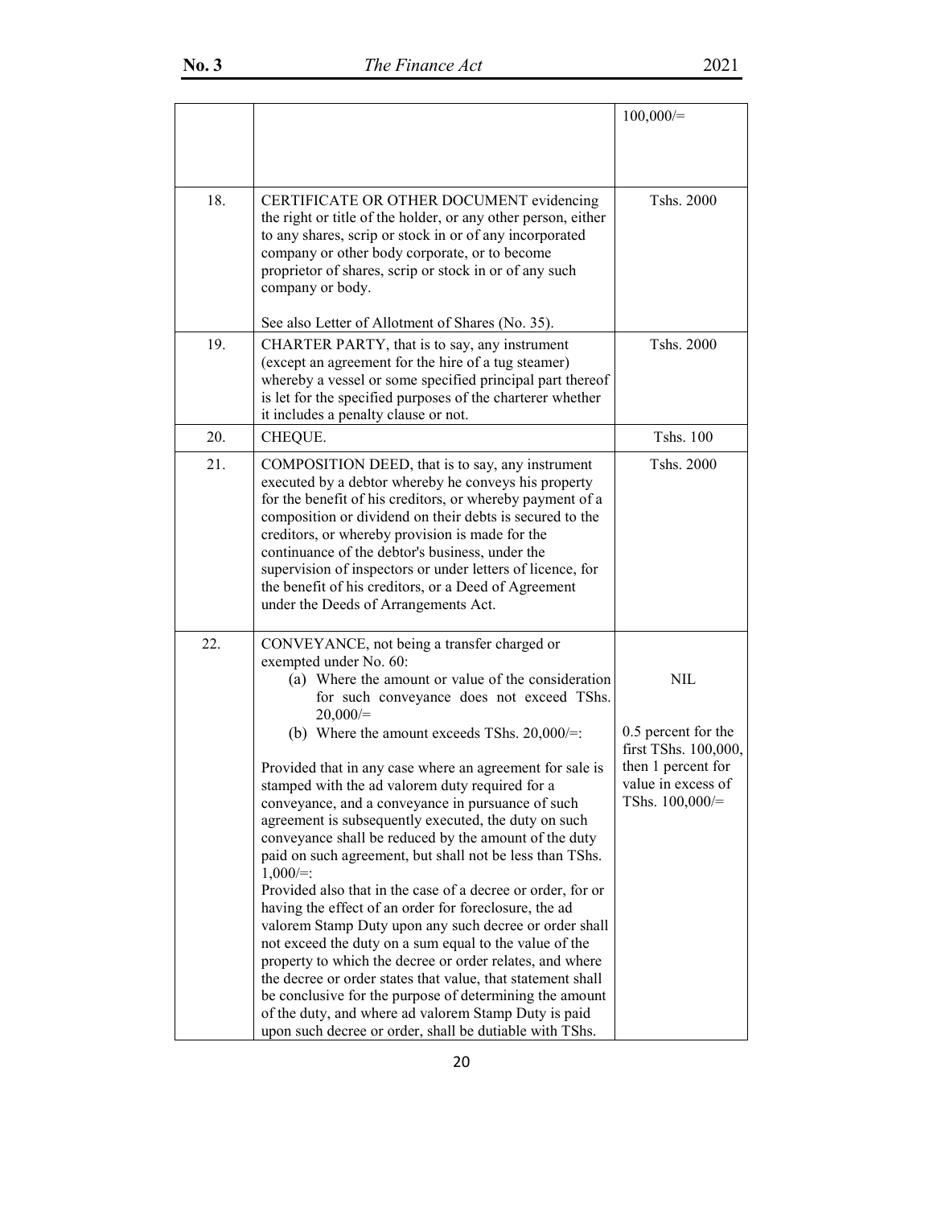| | | |
|---|---|---|
| | | 100,000/= |
| 18. | CERTIFICATE OR OTHER DOCUMENT evidencing the right or title of the holder, or any other person, either to any shares, scrip or stock in or of any incorporated company or other body corporate, or to become proprietor of shares, scrip or stock in or of any such company or body.<br><br>See also Letter of Allotment of Shares (No. 35). | Tshs. 2000 |
| 19. | CHARTER PARTY, that is to say, any instrument (except an agreement for the hire of a tug steamer) whereby a vessel or some specified principal part thereof is let for the specified purposes of the charterer whether it includes a penalty clause or not. | Tshs. 2000 |
| 20. | CHEQUE. | Tshs. 100 |
| 21. | COMPOSITION DEED, that is to say, any instrument executed by a debtor whereby he conveys his property for the benefit of his creditors, or whereby payment of a composition or dividend on their debts is secured to the creditors, or whereby provision is made for the continuance of the debtor's business, under the supervision of inspectors or under letters of licence, for the benefit of his creditors, or a Deed of Agreement under the Deeds of Arrangements Act. | Tshs. 2000 |
| 22. | CONVEYANCE, not being a transfer charged or exempted under No. 60:<br>(a) Where the amount or value of the consideration for such conveyance does not exceed TShs. 20,000/=<br>(b) Where the amount exceeds TShs. 20,000/=:<br><br>Provided that in any case where an agreement for sale is stamped with the ad valorem duty required for a conveyance, and a conveyance in pursuance of such agreement is subsequently executed, the duty on such conveyance shall be reduced by the amount of the duty paid on such agreement, but shall not be less than TShs. 1,000/=:<br>Provided also that in the case of a decree or order, for or having the effect of an order for foreclosure, the ad valorem Stamp Duty upon any such decree or order shall not exceed the duty on a sum equal to the value of the property to which the decree or order relates, and where the decree or order states that value, that statement shall be conclusive for the purpose of determining the amount of the duty, and where ad valorem Stamp Duty is paid upon such decree or order, shall be dutiable with TShs. | NIL<br><br>0.5 percent for the first TShs. 100,000, then 1 percent for value in excess of TShs. 100,000/= |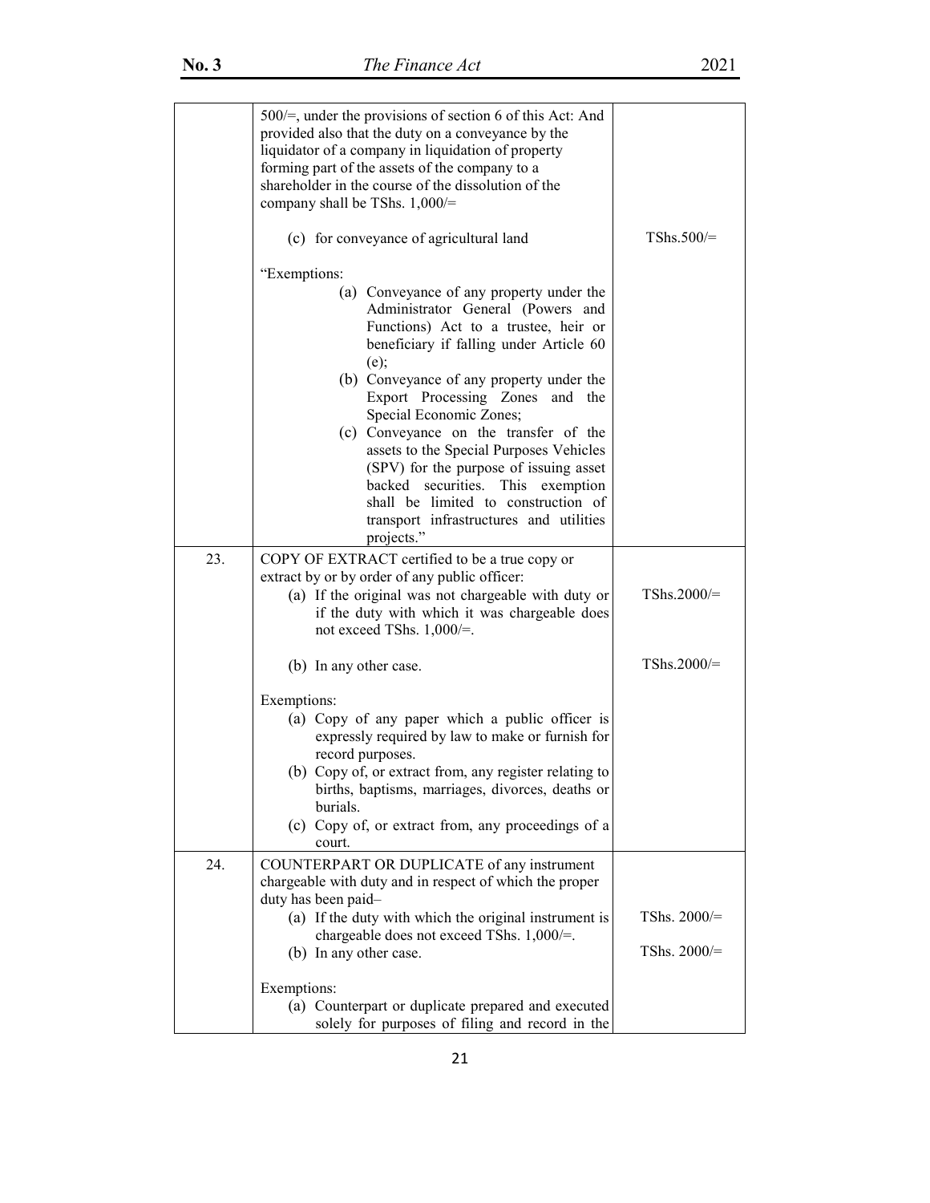| | | |
|---|---|---|
| | 500/=, under the provisions of section 6 of this Act: And provided also that the duty on a conveyance by the liquidator of a company in liquidation of property forming part of the assets of the company to a shareholder in the course of the dissolution of the company shall be TShs. 1,000/=<br><br>(c) for conveyance of agricultural land<br><br>"Exemptions:<br>(a) Conveyance of any property under the Administrator General (Powers and Functions) Act to a trustee, heir or beneficiary if falling under Article 60 (e);<br>(b) Conveyance of any property under the Export Processing Zones and the Special Economic Zones;<br>(c) Conveyance on the transfer of the assets to the Special Purposes Vehicles (SPV) for the purpose of issuing asset backed securities. This exemption shall be limited to construction of transport infrastructures and utilities projects." | <br><br><br><br><br>TShs.500/= |
| 23. | COPY OF EXTRACT certified to be a true copy or extract by or by order of any public officer:<br>(a) If the original was not chargeable with duty or if the duty with which it was chargeable does not exceed TShs. 1,000/=.<br><br>(b) In any other case.<br><br>Exemptions:<br>(a) Copy of any paper which a public officer is expressly required by law to make or furnish for record purposes.<br>(b) Copy of, or extract from, any register relating to births, baptisms, marriages, divorces, deaths or burials.<br>(c) Copy of, or extract from, any proceedings of a court. | <br><br>TShs.2000/=<br><br><br>TShs.2000/= |
| 24. | COUNTERPART OR DUPLICATE of any instrument chargeable with duty and in respect of which the proper duty has been paid–<br>(a) If the duty with which the original instrument is chargeable does not exceed TShs. 1,000/=.<br>(b) In any other case.<br><br>Exemptions:<br>(a) Counterpart or duplicate prepared and executed solely for purposes of filing and record in the | <br><br>TShs. 2000/=<br><br>TShs. 2000/= |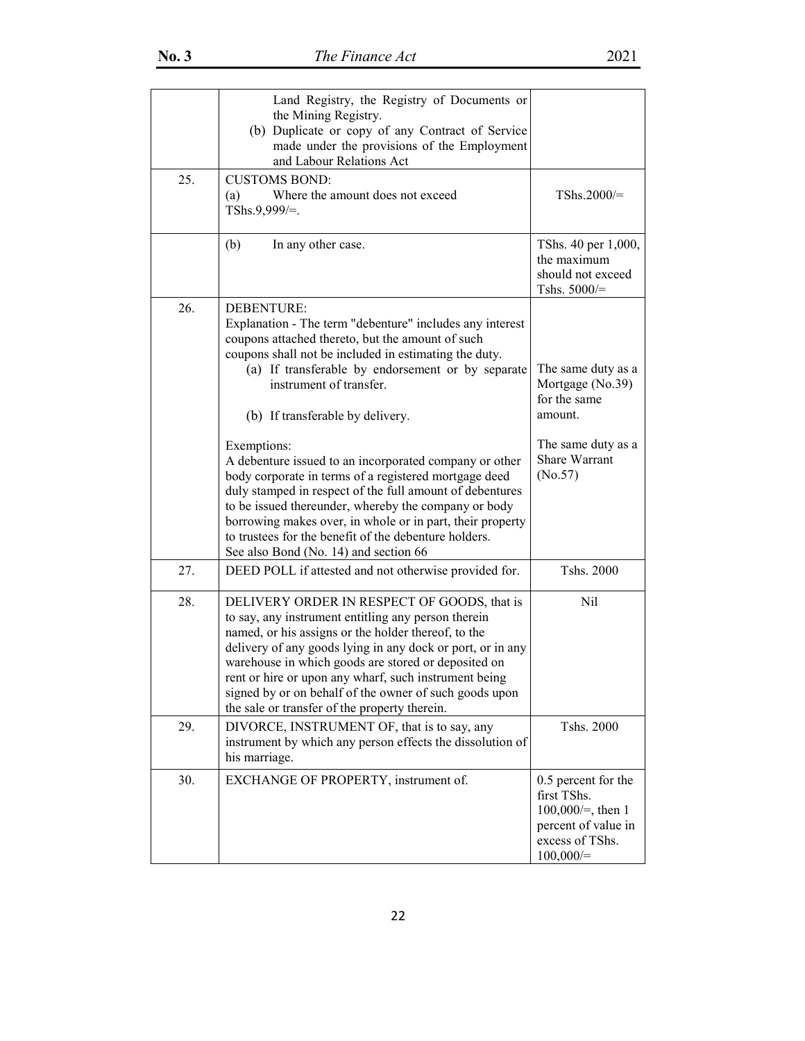| | | |
|---|---|---|
| | Land Registry, the Registry of Documents or the Mining Registry.<br>(b) Duplicate or copy of any Contract of Service made under the provisions of the Employment and Labour Relations Act | |
| 25. | CUSTOMS BOND:<br>(a) Where the amount does not exceed TShs.9,999/=. | TShs.2000/= |
| | (b) In any other case. | TShs. 40 per 1,000, the maximum should not exceed Tshs. 5000/= |
| 26. | DEBENTURE:<br>Explanation - The term "debenture" includes any interest coupons attached thereto, but the amount of such coupons shall not be included in estimating the duty.<br>(a) If transferable by endorsement or by separate instrument of transfer.<br>(b) If transferable by delivery.<br><br>Exemptions:<br>A debenture issued to an incorporated company or other body corporate in terms of a registered mortgage deed duly stamped in respect of the full amount of debentures to be issued thereunder, whereby the company or body borrowing makes over, in whole or in part, their property to trustees for the benefit of the debenture holders.<br>See also Bond (No. 14) and section 66 | The same duty as a Mortgage (No.39) for the same amount.<br><br>The same duty as a Share Warrant (No.57) |
| 27. | DEED POLL if attested and not otherwise provided for. | Tshs. 2000 |
| 28. | DELIVERY ORDER IN RESPECT OF GOODS, that is to say, any instrument entitling any person therein named, or his assigns or the holder thereof, to the delivery of any goods lying in any dock or port, or in any warehouse in which goods are stored or deposited on rent or hire or upon any wharf, such instrument being signed by or on behalf of the owner of such goods upon the sale or transfer of the property therein. | Nil |
| 29. | DIVORCE, INSTRUMENT OF, that is to say, any instrument by which any person effects the dissolution of his marriage. | Tshs. 2000 |
| 30. | EXCHANGE OF PROPERTY, instrument of. | 0.5 percent for the first TShs. 100,000/=, then 1 percent of value in excess of TShs. 100,000/= |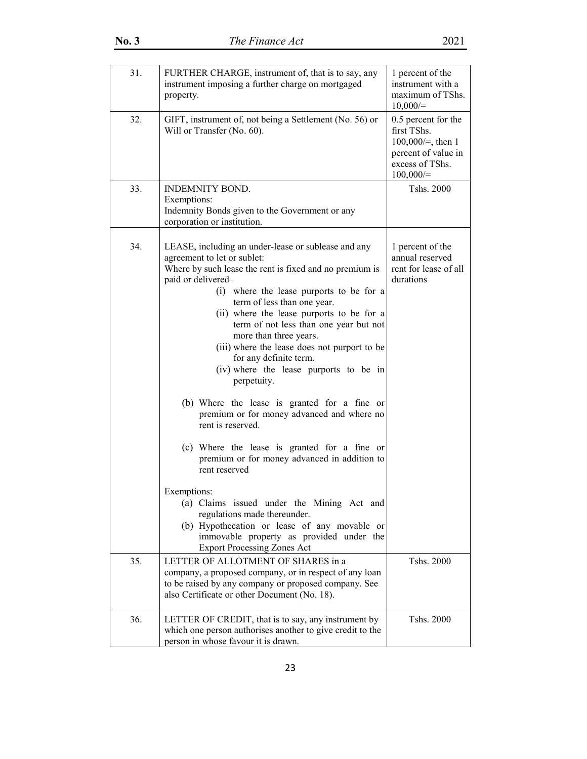| | | |
|---|---|---|
| 31. | FURTHER CHARGE, instrument of, that is to say, any instrument imposing a further charge on mortgaged property. | 1 percent of the instrument with a maximum of TShs. 10,000/= |
| 32. | GIFT, instrument of, not being a Settlement (No. 56) or Will or Transfer (No. 60). | 0.5 percent for the first TShs. 100,000/=, then 1 percent of value in excess of TShs. 100,000/= |
| 33. | INDEMNITY BOND.<br>Exemptions:<br>Indemnity Bonds given to the Government or any corporation or institution. | Tshs. 2000 |
| 34. | LEASE, including an under-lease or sublease and any agreement to let or sublet:<br>Where by such lease the rent is fixed and no premium is paid or delivered–<br>(i) where the lease purports to be for a term of less than one year.<br>(ii) where the lease purports to be for a term of not less than one year but not more than three years.<br>(iii) where the lease does not purport to be for any definite term.<br>(iv) where the lease purports to be in perpetuity.<br>(b) Where the lease is granted for a fine or premium or for money advanced and where no rent is reserved.<br>(c) Where the lease is granted for a fine or premium or for money advanced in addition to rent reserved<br>Exemptions:<br>(a) Claims issued under the Mining Act and regulations made thereunder.<br>(b) Hypothecation or lease of any movable or immovable property as provided under the Export Processing Zones Act | 1 percent of the annual reserved rent for lease of all durations |
| 35. | LETTER OF ALLOTMENT OF SHARES in a company, a proposed company, or in respect of any loan to be raised by any company or proposed company. See also Certificate or other Document (No. 18). | Tshs. 2000 |
| 36. | LETTER OF CREDIT, that is to say, any instrument by which one person authorises another to give credit to the person in whose favour it is drawn. | Tshs. 2000 |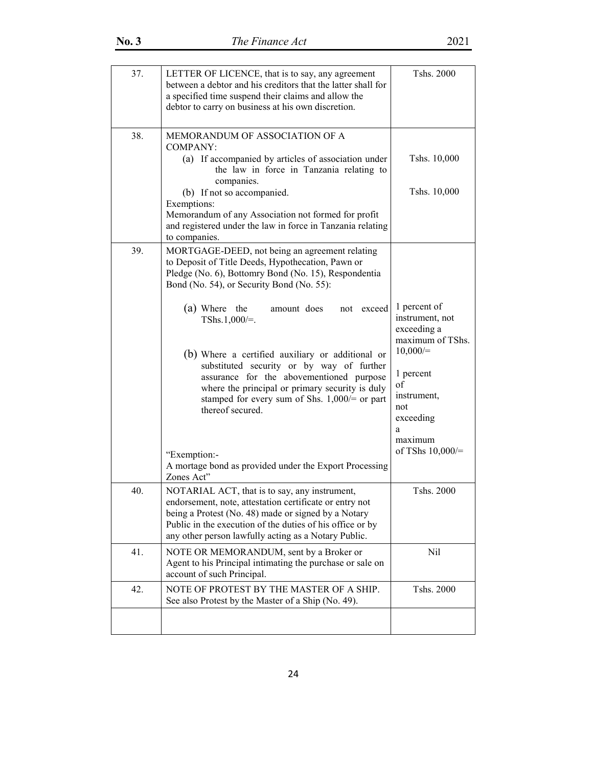| | | |
|---|---|---|
| 37. | LETTER OF LICENCE, that is to say, any agreement between a debtor and his creditors that the latter shall for a specified time suspend their claims and allow the debtor to carry on business at his own discretion. | Tshs. 2000 |
| 38. | MEMORANDUM OF ASSOCIATION OF A COMPANY:<br>(a) If accompanied by articles of association under the law in force in Tanzania relating to companies.<br>(b) If not so accompanied.<br>Exemptions:<br>Memorandum of any Association not formed for profit and registered under the law in force in Tanzania relating to companies. | Tshs. 10,000<br><br>Tshs. 10,000 |
| 39. | MORTGAGE-DEED, not being an agreement relating to Deposit of Title Deeds, Hypothecation, Pawn or Pledge (No. 6), Bottomry Bond (No. 15), Respondentia Bond (No. 54), or Security Bond (No. 55):<br>(a) Where the amount does not exceed TShs.1,000/=.<br>(b) Where a certified auxiliary or additional or substituted security or by way of further assurance for the abovementioned purpose where the principal or primary security is duly stamped for every sum of Shs. 1,000/= or part thereof secured.<br>"Exemption:-<br>A mortage bond as provided under the Export Processing Zones Act" | 1 percent of instrument, not exceeding a maximum of TShs. 10,000/=<br><br>1 percent of instrument, not exceeding a maximum of TShs 10,000/= |
| 40. | NOTARIAL ACT, that is to say, any instrument, endorsement, note, attestation certificate or entry not being a Protest (No. 48) made or signed by a Notary Public in the execution of the duties of his office or by any other person lawfully acting as a Notary Public. | Tshs. 2000 |
| 41. | NOTE OR MEMORANDUM, sent by a Broker or Agent to his Principal intimating the purchase or sale on account of such Principal. | Nil |
| 42. | NOTE OF PROTEST BY THE MASTER OF A SHIP. See also Protest by the Master of a Ship (No. 49). | Tshs. 2000 |
| | | |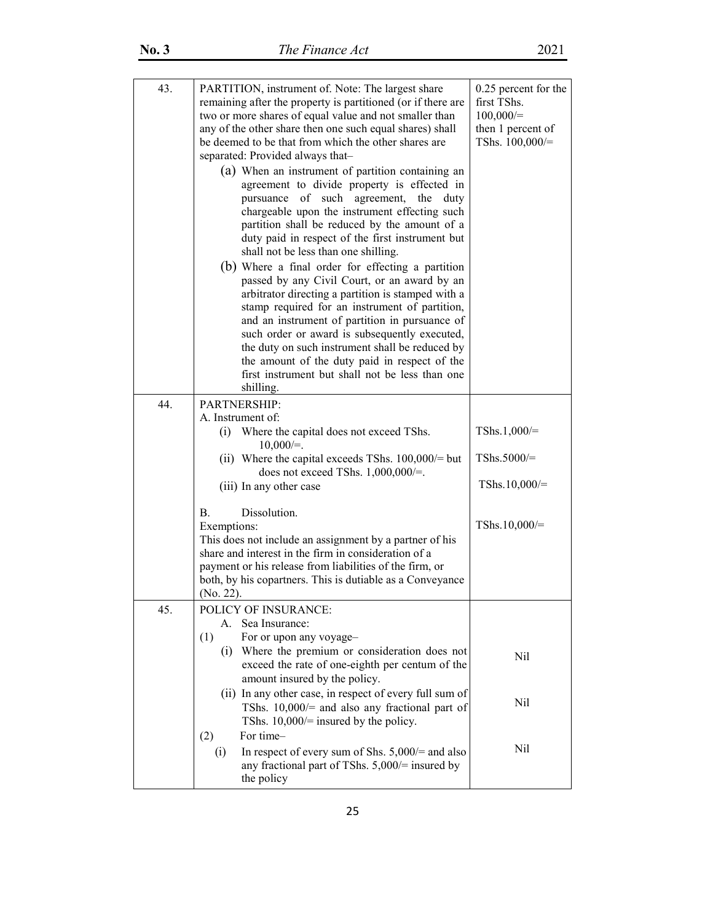| | | |
|---|---|---|
| 43. | PARTITION, instrument of. Note: The largest share remaining after the property is partitioned (or if there are two or more shares of equal value and not smaller than any of the other share then one such equal shares) shall be deemed to be that from which the other shares are separated: Provided always that–<br>(a) When an instrument of partition containing an agreement to divide property is effected in pursuance of such agreement, the duty chargeable upon the instrument effecting such partition shall be reduced by the amount of a duty paid in respect of the first instrument but shall not be less than one shilling.<br>(b) Where a final order for effecting a partition passed by any Civil Court, or an award by an arbitrator directing a partition is stamped with a stamp required for an instrument of partition, and an instrument of partition in pursuance of such order or award is subsequently executed, the duty on such instrument shall be reduced by the amount of the duty paid in respect of the first instrument but shall not be less than one shilling. | 0.25 percent for the first TShs. 100,000/= then 1 percent of TShs. 100,000/= |
| 44. | PARTNERSHIP:<br>A. Instrument of:<br>(i) Where the capital does not exceed TShs. 10,000/=.<br>(ii) Where the capital exceeds TShs. 100,000/= but does not exceed TShs. 1,000,000/=.<br>(iii) In any other case<br><br>B. Dissolution.<br>Exemptions:<br>This does not include an assignment by a partner of his share and interest in the firm in consideration of a payment or his release from liabilities of the firm, or both, by his copartners. This is dutiable as a Conveyance (No. 22). | <br><br>TShs.1,000/=<br>TShs.5000/=<br>TShs.10,000/=<br><br>TShs.10,000/= |
| 45. | POLICY OF INSURANCE:<br>A. Sea Insurance:<br>(1) For or upon any voyage–<br>(i) Where the premium or consideration does not exceed the rate of one-eighth per centum of the amount insured by the policy.<br>(ii) In any other case, in respect of every full sum of TShs. 10,000/= and also any fractional part of TShs. 10,000/= insured by the policy.<br>(2) For time–<br>(i) In respect of every sum of Shs. 5,000/= and also any fractional part of TShs. 5,000/= insured by the policy | <br><br><br>Nil<br><br>Nil<br><br>Nil |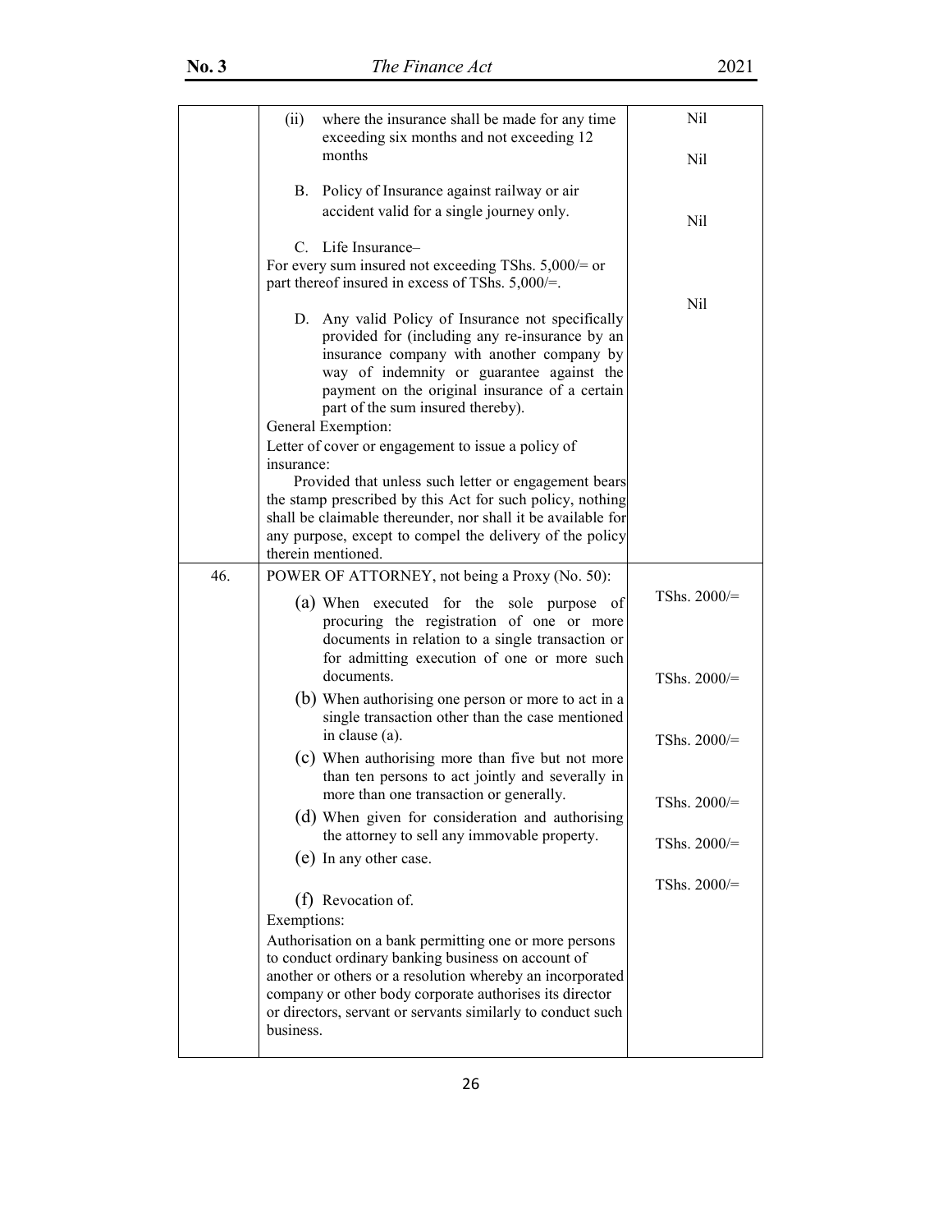| | | |
|---|---|---|
| | (ii) where the insurance shall be made for any time exceeding six months and not exceeding 12 months | Nil |
| | | Nil |
| | B. Policy of Insurance against railway or air accident valid for a single journey only. | Nil |
| | C. Life Insurance–<br>For every sum insured not exceeding TShs. 5,000/= or part thereof insured in excess of TShs. 5,000/=. | Nil |
| | D. Any valid Policy of Insurance not specifically provided for (including any re-insurance by an insurance company with another company by way of indemnity or guarantee against the payment on the original insurance of a certain part of the sum insured thereby).<br>General Exemption:<br>Letter of cover or engagement to issue a policy of insurance:<br>Provided that unless such letter or engagement bears the stamp prescribed by this Act for such policy, nothing shall be claimable thereunder, nor shall it be available for any purpose, except to compel the delivery of the policy therein mentioned. | |
| 46. | POWER OF ATTORNEY, not being a Proxy (No. 50): | |
| | (a) When executed for the sole purpose of procuring the registration of one or more documents in relation to a single transaction or for admitting execution of one or more such documents. | TShs. 2000/= |
| | (b) When authorising one person or more to act in a single transaction other than the case mentioned in clause (a). | TShs. 2000/= |
| | (c) When authorising more than five but not more than ten persons to act jointly and severally in more than one transaction or generally. | TShs. 2000/= |
| | (d) When given for consideration and authorising the attorney to sell any immovable property. | TShs. 2000/= |
| | (e) In any other case. | TShs. 2000/= |
| | (f) Revocation of. | TShs. 2000/= |
| | Exemptions:<br>Authorisation on a bank permitting one or more persons to conduct ordinary banking business on account of another or others or a resolution whereby an incorporated company or other body corporate authorises its director or directors, servant or servants similarly to conduct such business. | |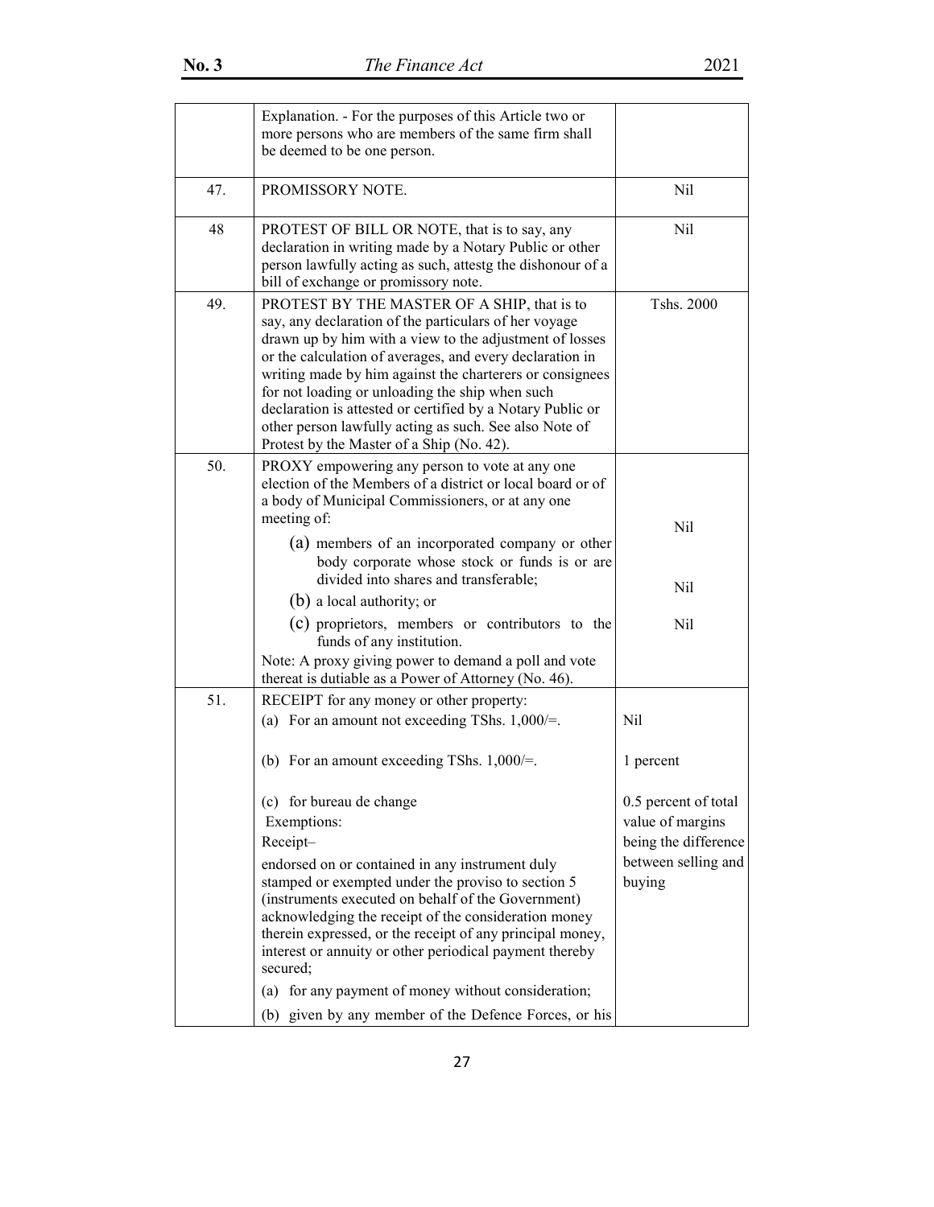| | | |
|---|---|---|
| | Explanation. - For the purposes of this Article two or more persons who are members of the same firm shall be deemed to be one person. | |
| 47. | PROMISSORY NOTE. | Nil |
| 48 | PROTEST OF BILL OR NOTE, that is to say, any declaration in writing made by a Notary Public or other person lawfully acting as such, attestg the dishonour of a bill of exchange or promissory note. | Nil |
| 49. | PROTEST BY THE MASTER OF A SHIP, that is to say, any declaration of the particulars of her voyage drawn up by him with a view to the adjustment of losses or the calculation of averages, and every declaration in writing made by him against the charterers or consignees for not loading or unloading the ship when such declaration is attested or certified by a Notary Public or other person lawfully acting as such. See also Note of Protest by the Master of a Ship (No. 42). | Tshs. 2000 |
| 50. | PROXY empowering any person to vote at any one election of the Members of a district or local board or of a body of Municipal Commissioners, or at any one meeting of: | |
| | (a) members of an incorporated company or other body corporate whose stock or funds is or are divided into shares and transferable; | Nil |
| | (b) a local authority; or | Nil |
| | (c) proprietors, members or contributors to the funds of any institution. | Nil |
| | Note: A proxy giving power to demand a poll and vote thereat is dutiable as a Power of Attorney (No. 46). | |
| 51. | RECEIPT for any money or other property: | |
| | (a) For an amount not exceeding TShs. 1,000/=. | Nil |
| | (b) For an amount exceeding TShs. 1,000/=. | 1 percent |
| | (c) for bureau de change | 0.5 percent of total value of margins being the difference between selling and buying |
| | Exemptions: | |
| | Receipt– | |
| | endorsed on or contained in any instrument duly stamped or exempted under the proviso to section 5 (instruments executed on behalf of the Government) acknowledging the receipt of the consideration money therein expressed, or the receipt of any principal money, interest or annuity or other periodical payment thereby secured; | |
| | (a) for any payment of money without consideration; | |
| | (b) given by any member of the Defence Forces, or his | |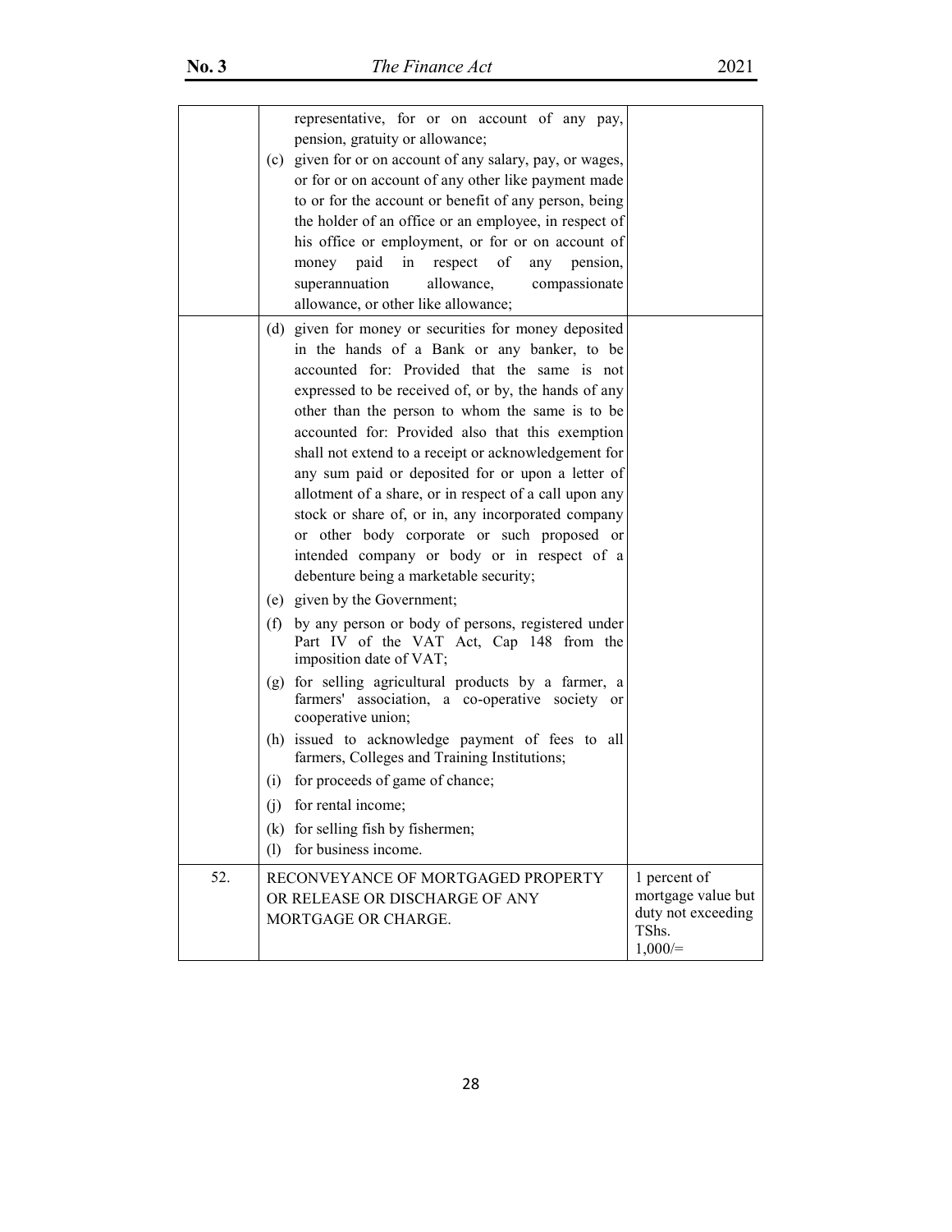| | | |
|---|---|---|
| | representative, for or on account of any pay, pension, gratuity or allowance;<br>(c) given for or on account of any salary, pay, or wages, or for or on account of any other like payment made to or for the account or benefit of any person, being the holder of an office or an employee, in respect of his office or employment, or for or on account of money paid in respect of any pension, superannuation allowance, compassionate allowance, or other like allowance; | |
| | (d) given for money or securities for money deposited in the hands of a Bank or any banker, to be accounted for: Provided that the same is not expressed to be received of, or by, the hands of any other than the person to whom the same is to be accounted for: Provided also that this exemption shall not extend to a receipt or acknowledgement for any sum paid or deposited for or upon a letter of allotment of a share, or in respect of a call upon any stock or share of, or in, any incorporated company or other body corporate or such proposed or intended company or body or in respect of a debenture being a marketable security;<br>(e) given by the Government;<br>(f) by any person or body of persons, registered under Part IV of the VAT Act, Cap 148 from the imposition date of VAT;<br>(g) for selling agricultural products by a farmer, a farmers' association, a co-operative society or cooperative union;<br>(h) issued to acknowledge payment of fees to all farmers, Colleges and Training Institutions;<br>(i) for proceeds of game of chance;<br>(j) for rental income;<br>(k) for selling fish by fishermen;<br>(l) for business income. | |
| 52. | RECONVEYANCE OF MORTGAGED PROPERTY OR RELEASE OR DISCHARGE OF ANY MORTGAGE OR CHARGE. | 1 percent of mortgage value but duty not exceeding TShs. 1,000/= |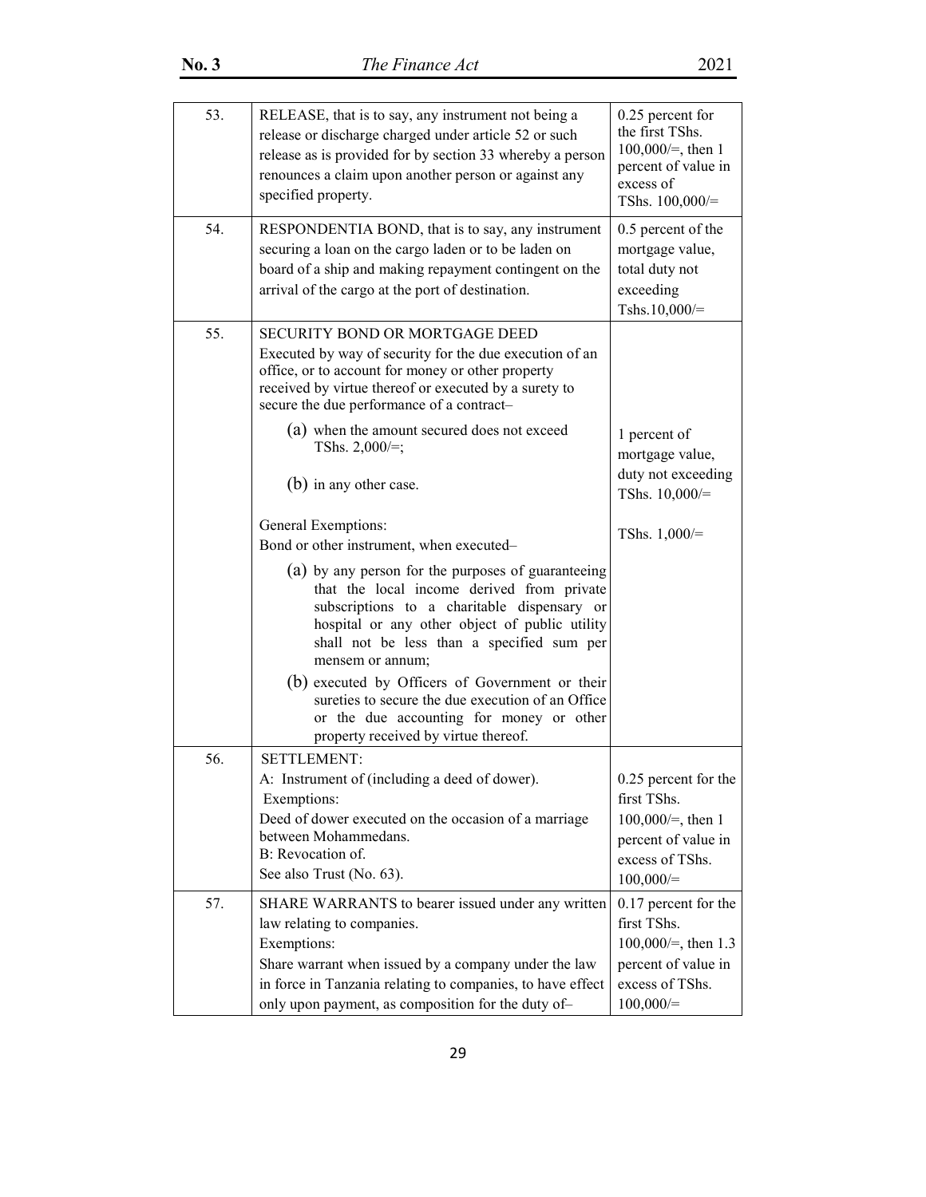| | | |
|---|---|---|
| 53. | RELEASE, that is to say, any instrument not being a release or discharge charged under article 52 or such release as is provided for by section 33 whereby a person renounces a claim upon another person or against any specified property. | 0.25 percent for the first TShs. 100,000/=, then 1 percent of value in excess of TShs. 100,000/= |
| 54. | RESPONDENTIA BOND, that is to say, any instrument securing a loan on the cargo laden or to be laden on board of a ship and making repayment contingent on the arrival of the cargo at the port of destination. | 0.5 percent of the mortgage value, total duty not exceeding Tshs.10,000/= |
| 55. | SECURITY BOND OR MORTGAGE DEED<br>Executed by way of security for the due execution of an office, or to account for money or other property received by virtue thereof or executed by a surety to secure the due performance of a contract–<br>(a) when the amount secured does not exceed TShs. 2,000/=;<br>(b) in any other case.<br><br>General Exemptions:<br>Bond or other instrument, when executed–<br>(a) by any person for the purposes of guaranteeing that the local income derived from private subscriptions to a charitable dispensary or hospital or any other object of public utility shall not be less than a specified sum per mensem or annum;<br>(b) executed by Officers of Government or their sureties to secure the due execution of an Office or the due accounting for money or other property received by virtue thereof. | 1 percent of mortgage value, duty not exceeding TShs. 10,000/=<br><br>TShs. 1,000/= |
| 56. | SETTLEMENT:<br>A: Instrument of (including a deed of dower).<br>Exemptions:<br>Deed of dower executed on the occasion of a marriage between Mohammedans.<br>B: Revocation of.<br>See also Trust (No. 63). | 0.25 percent for the first TShs. 100,000/=, then 1 percent of value in excess of TShs. 100,000/= |
| 57. | SHARE WARRANTS to bearer issued under any written law relating to companies.<br>Exemptions:<br>Share warrant when issued by a company under the law in force in Tanzania relating to companies, to have effect only upon payment, as composition for the duty of– | 0.17 percent for the first TShs. 100,000/=, then 1.3 percent of value in excess of TShs. 100,000/= |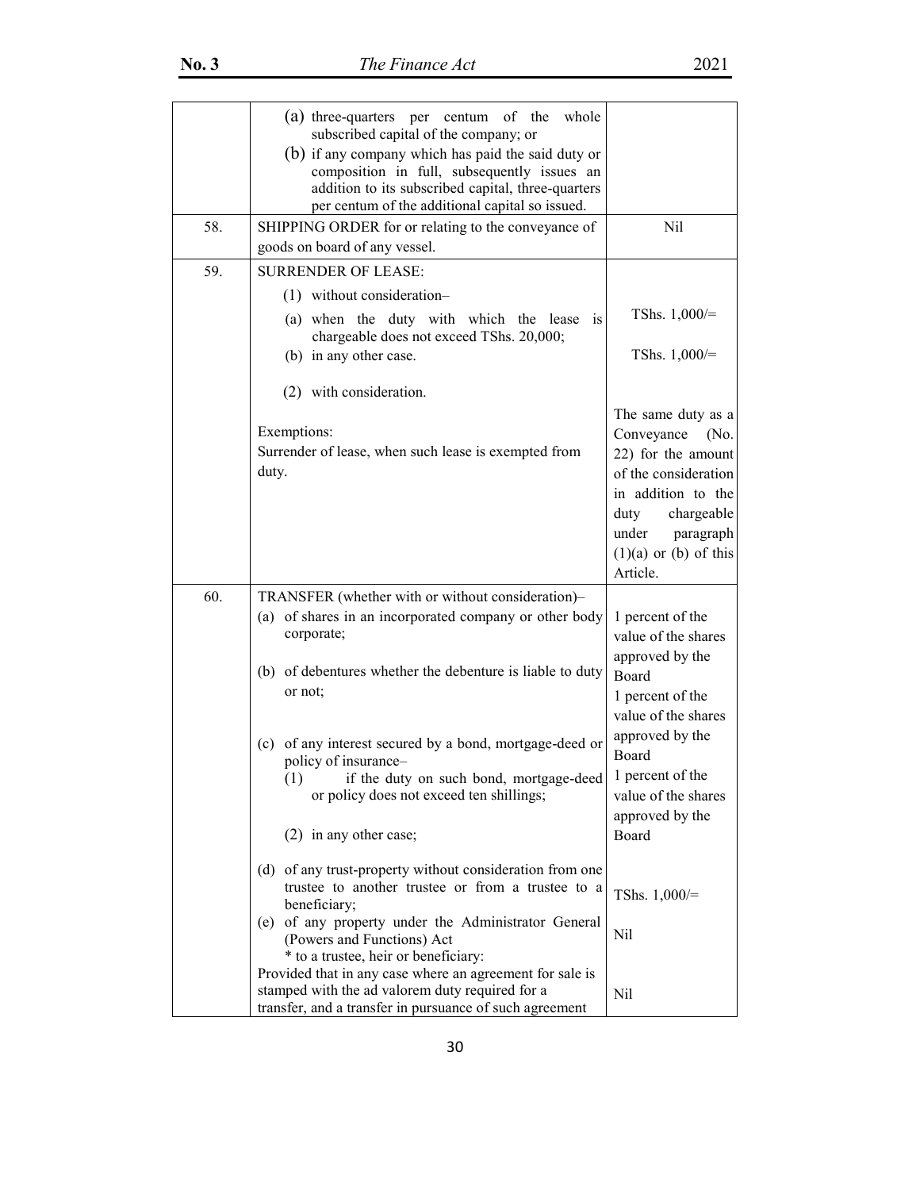| | | |
|---|---|---|
| | (a) three-quarters per centum of the whole subscribed capital of the company; or<br>(b) if any company which has paid the said duty or composition in full, subsequently issues an addition to its subscribed capital, three-quarters per centum of the additional capital so issued. | |
| 58. | SHIPPING ORDER for or relating to the conveyance of goods on board of any vessel. | Nil |
| 59. | SURRENDER OF LEASE:<br>(1) without consideration–<br>(a) when the duty with which the lease is chargeable does not exceed TShs. 20,000;<br>(b) in any other case.<br><br>(2) with consideration.<br><br>Exemptions:<br>Surrender of lease, when such lease is exempted from duty. | <br><br>TShs. 1,000/=<br><br>TShs. 1,000/=<br><br>The same duty as a Conveyance (No. 22) for the amount of the consideration in addition to the duty chargeable under paragraph (1)(a) or (b) of this Article. |
| 60. | TRANSFER (whether with or without consideration)–<br>(a) of shares in an incorporated company or other body corporate;<br><br>(b) of debentures whether the debenture is liable to duty or not;<br><br>(c) of any interest secured by a bond, mortgage-deed or policy of insurance–<br>(1) if the duty on such bond, mortgage-deed or policy does not exceed ten shillings;<br>(2) in any other case;<br><br>(d) of any trust-property without consideration from one trustee to another trustee or from a trustee to a beneficiary;<br>(e) of any property under the Administrator General (Powers and Functions) Act<br>* to a trustee, heir or beneficiary:<br>Provided that in any case where an agreement for sale is stamped with the ad valorem duty required for a transfer, and a transfer in pursuance of such agreement | <br>1 percent of the value of the shares approved by the Board<br>1 percent of the value of the shares approved by the Board<br>1 percent of the value of the shares approved by the Board<br><br><br>TShs. 1,000/=<br><br>Nil<br><br><br>Nil |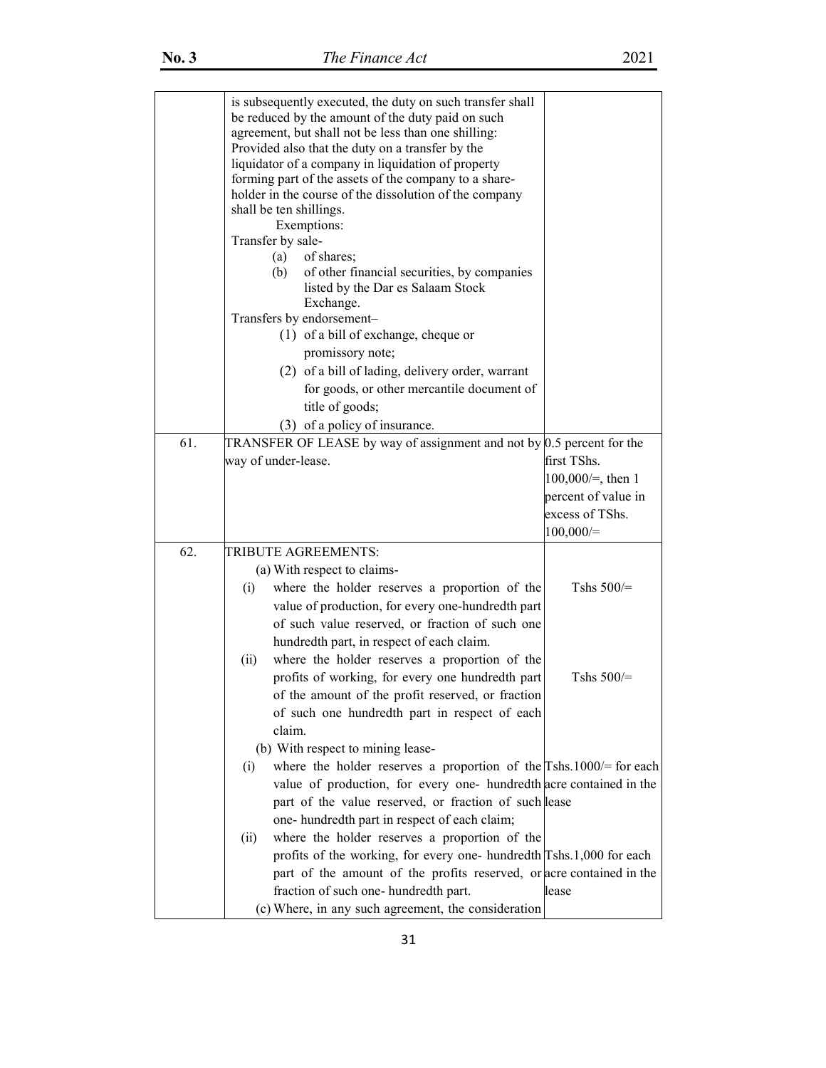| | | |
|---|---|---|
| | is subsequently executed, the duty on such transfer shall be reduced by the amount of the duty paid on such agreement, but shall not be less than one shilling: Provided also that the duty on a transfer by the liquidator of a company in liquidation of property forming part of the assets of the company to a share-holder in the course of the dissolution of the company shall be ten shillings.<br>Exemptions:<br>Transfer by sale-<br>(a) of shares;<br>(b) of other financial securities, by companies listed by the Dar es Salaam Stock Exchange.<br>Transfers by endorsement–<br>(1) of a bill of exchange, cheque or promissory note;<br>(2) of a bill of lading, delivery order, warrant for goods, or other mercantile document of title of goods;<br>(3) of a policy of insurance. | |
| 61. | TRANSFER OF LEASE by way of assignment and not by way of under-lease. | 0.5 percent for the first TShs. 100,000/=, then 1 percent of value in excess of TShs. 100,000/= |
| 62. | TRIBUTE AGREEMENTS:<br>(a) With respect to claims-<br>(i) where the holder reserves a proportion of the value of production, for every one-hundredth part of such value reserved, or fraction of such one hundredth part, in respect of each claim. | Tshs 500/= |
| | (ii) where the holder reserves a proportion of the profits of working, for every one hundredth part of the amount of the profit reserved, or fraction of such one hundredth part in respect of each claim. | Tshs 500/= |
| | (b) With respect to mining lease-<br>(i) where the holder reserves a proportion of the value of production, for every one- hundredth part of the value reserved, or fraction of such one- hundredth part in respect of each claim; | Tshs.1000/= for each acre contained in the lease |
| | (ii) where the holder reserves a proportion of the profits of the working, for every one- hundredth part of the amount of the profits reserved, or fraction of such one- hundredth part. | Tshs.1,000 for each acre contained in the lease |
| | (c) Where, in any such agreement, the consideration | |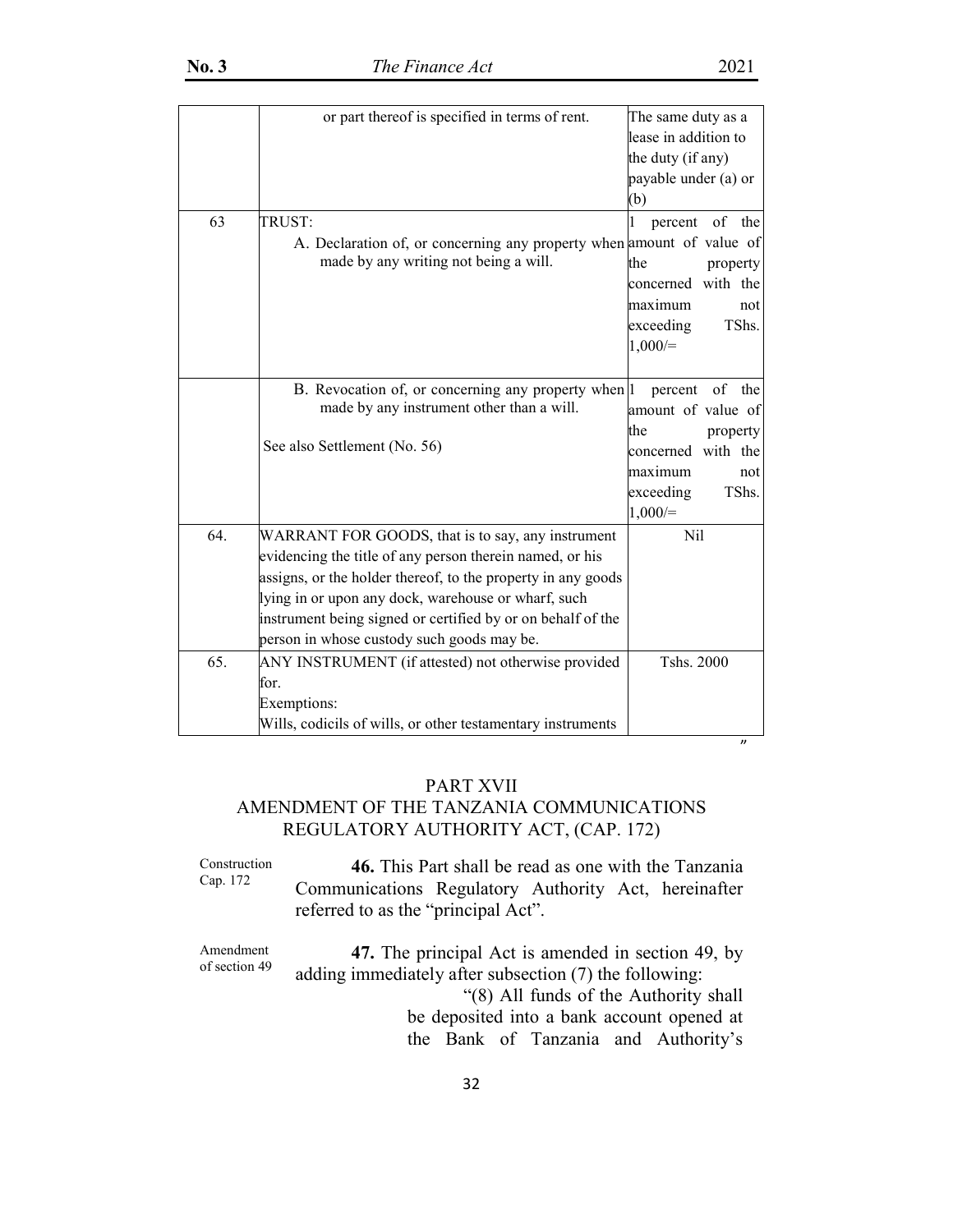| | | |
|---|---|---|
| | or part thereof is specified in terms of rent. | The same duty as a lease in addition to the duty (if any) payable under (a) or (b) |
| 63 | TRUST:<br>A. Declaration of, or concerning any property when made by any writing not being a will. | 1 percent of the amount of value of the property concerned with the maximum not exceeding TShs. 1,000/= |
| | B. Revocation of, or concerning any property when made by any instrument other than a will.<br><br>See also Settlement (No. 56) | 1 percent of the amount of value of the property concerned with the maximum not exceeding TShs. 1,000/= |
| 64. | WARRANT FOR GOODS, that is to say, any instrument evidencing the title of any person therein named, or his assigns, or the holder thereof, to the property in any goods lying in or upon any dock, warehouse or wharf, such instrument being signed or certified by or on behalf of the person in whose custody such goods may be. | Nil |
| 65. | ANY INSTRUMENT (if attested) not otherwise provided for.<br>Exemptions:<br>Wills, codicils of wills, or other testamentary instruments | Tshs. 2000 |

"

## PART XVII
## AMENDMENT OF THE TANZANIA COMMUNICATIONS REGULATORY AUTHORITY ACT, (CAP. 172)

Construction Cap. 172

**46.** This Part shall be read as one with the Tanzania Communications Regulatory Authority Act, hereinafter referred to as the "principal Act".

Amendment of section 49

**47.** The principal Act is amended in section 49, by adding immediately after subsection (7) the following:

"(8) All funds of the Authority shall be deposited into a bank account opened at the Bank of Tanzania and Authority's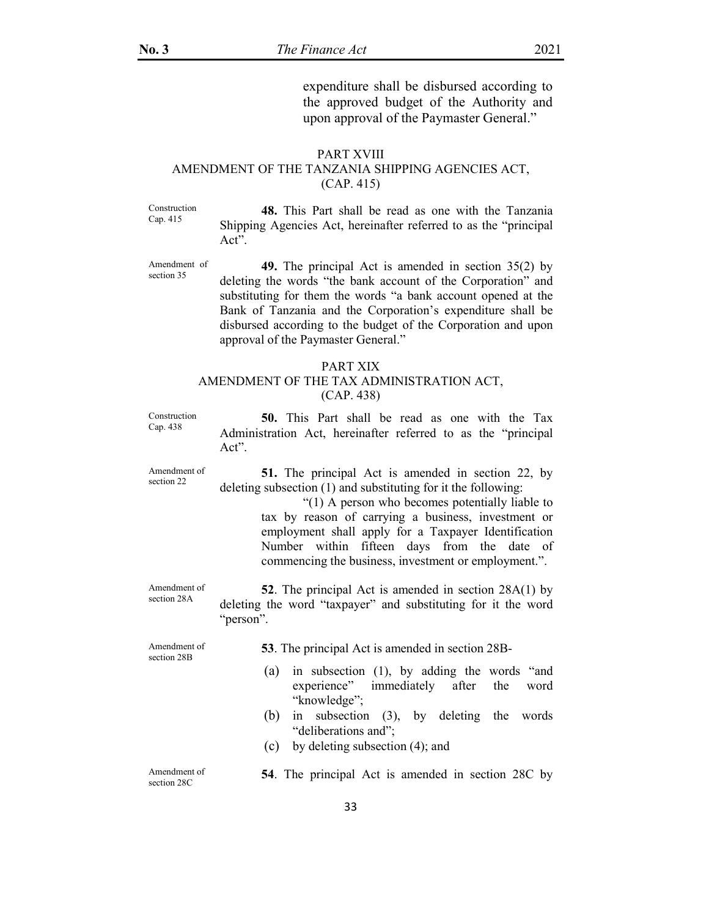expenditure shall be disbursed according to the approved budget of the Authority and upon approval of the Paymaster General."

## PART XVIII
## AMENDMENT OF THE TANZANIA SHIPPING AGENCIES ACT, (CAP. 415)

Construction Cap. 415

**48.** This Part shall be read as one with the Tanzania Shipping Agencies Act, hereinafter referred to as the "principal Act".

Amendment of section 35

**49.** The principal Act is amended in section 35(2) by deleting the words "the bank account of the Corporation" and substituting for them the words "a bank account opened at the Bank of Tanzania and the Corporation's expenditure shall be disbursed according to the budget of the Corporation and upon approval of the Paymaster General."

## PART XIX
## AMENDMENT OF THE TAX ADMINISTRATION ACT, (CAP. 438)

Construction Cap. 438

**50.** This Part shall be read as one with the Tax Administration Act, hereinafter referred to as the "principal Act".

Amendment of section 22

**51.** The principal Act is amended in section 22, by deleting subsection (1) and substituting for it the following:

"(1) A person who becomes potentially liable to tax by reason of carrying a business, investment or employment shall apply for a Taxpayer Identification Number within fifteen days from the date of commencing the business, investment or employment.".

Amendment of section 28A

**52**. The principal Act is amended in section 28A(1) by deleting the word "taxpayer" and substituting for it the word "person".

Amendment of section 28B

**53**. The principal Act is amended in section 28B-

(a) in subsection (1), by adding the words "and experience" immediately after the word "knowledge";

(b) in subsection (3), by deleting the words "deliberations and";

(c) by deleting subsection (4); and

Amendment of section 28C

**54**. The principal Act is amended in section 28C by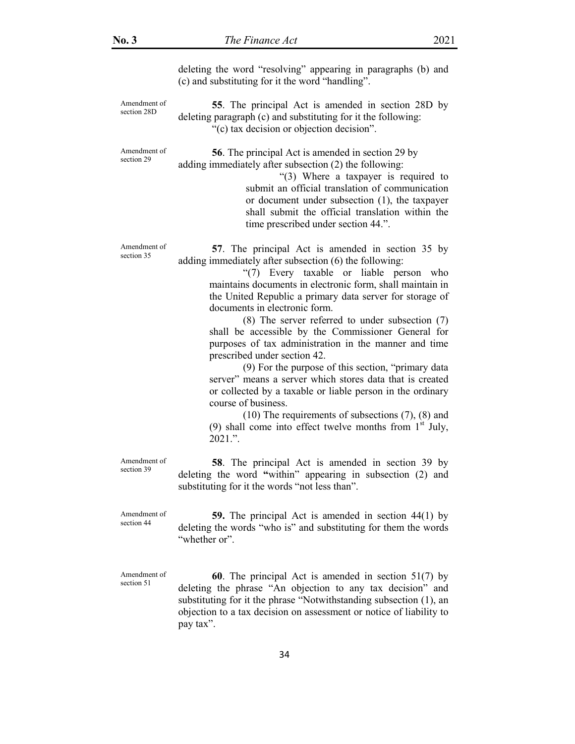deleting the word "resolving" appearing in paragraphs (b) and (c) and substituting for it the word "handling".

Amendment of section 28D

**55**. The principal Act is amended in section 28D by deleting paragraph (c) and substituting for it the following:

"(c) tax decision or objection decision".

Amendment of section 29

**56**. The principal Act is amended in section 29 by adding immediately after subsection (2) the following:

"(3) Where a taxpayer is required to submit an official translation of communication or document under subsection (1), the taxpayer shall submit the official translation within the time prescribed under section 44.".

Amendment of section 35

**57**. The principal Act is amended in section 35 by adding immediately after subsection (6) the following:

"(7) Every taxable or liable person who maintains documents in electronic form, shall maintain in the United Republic a primary data server for storage of documents in electronic form.

(8) The server referred to under subsection (7) shall be accessible by the Commissioner General for purposes of tax administration in the manner and time prescribed under section 42.

(9) For the purpose of this section, "primary data server" means a server which stores data that is created or collected by a taxable or liable person in the ordinary course of business.

(10) The requirements of subsections (7), (8) and (9) shall come into effect twelve months from 1st July, 2021.".

Amendment of section 39

**58**. The principal Act is amended in section 39 by deleting the word "within" appearing in subsection (2) and substituting for it the words "not less than".

Amendment of section 44

**59.** The principal Act is amended in section 44(1) by deleting the words "who is" and substituting for them the words "whether or".

Amendment of section 51

**60**. The principal Act is amended in section 51(7) by deleting the phrase "An objection to any tax decision" and substituting for it the phrase "Notwithstanding subsection (1), an objection to a tax decision on assessment or notice of liability to pay tax".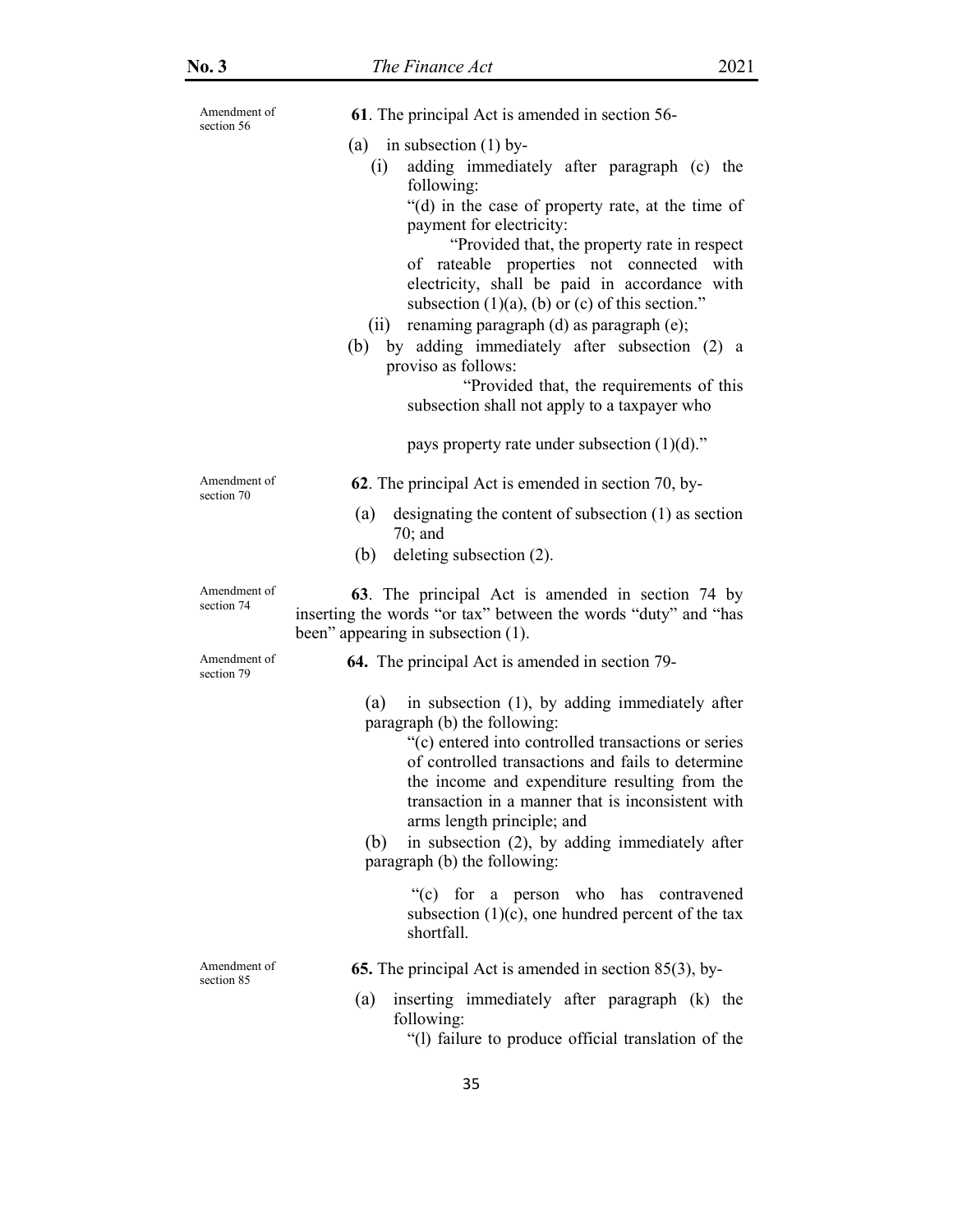*Amendment of section 56*

**61**. The principal Act is amended in section 56-

(a) in subsection (1) by-

(i) adding immediately after paragraph (c) the following:

"(d) in the case of property rate, at the time of payment for electricity:

"Provided that, the property rate in respect of rateable properties not connected with electricity, shall be paid in accordance with subsection (1)(a), (b) or (c) of this section."

(ii) renaming paragraph (d) as paragraph (e);

(b) by adding immediately after subsection (2) a proviso as follows:

"Provided that, the requirements of this subsection shall not apply to a taxpayer who pays property rate under subsection (1)(d)."

*Amendment of section 70*

**62**. The principal Act is emended in section 70, by-

(a) designating the content of subsection (1) as section 70; and

(b) deleting subsection (2).

*Amendment of section 74*

**63**. The principal Act is amended in section 74 by inserting the words "or tax" between the words "duty" and "has been" appearing in subsection (1).

*Amendment of section 79*

**64.** The principal Act is amended in section 79-

(a) in subsection (1), by adding immediately after paragraph (b) the following:

"(c) entered into controlled transactions or series of controlled transactions and fails to determine the income and expenditure resulting from the transaction in a manner that is inconsistent with arms length principle; and

(b) in subsection (2), by adding immediately after paragraph (b) the following:

"(c) for a person who has contravened subsection (1)(c), one hundred percent of the tax shortfall.

*Amendment of section 85*

**65.** The principal Act is amended in section 85(3), by-

(a) inserting immediately after paragraph (k) the following:

"(l) failure to produce official translation of the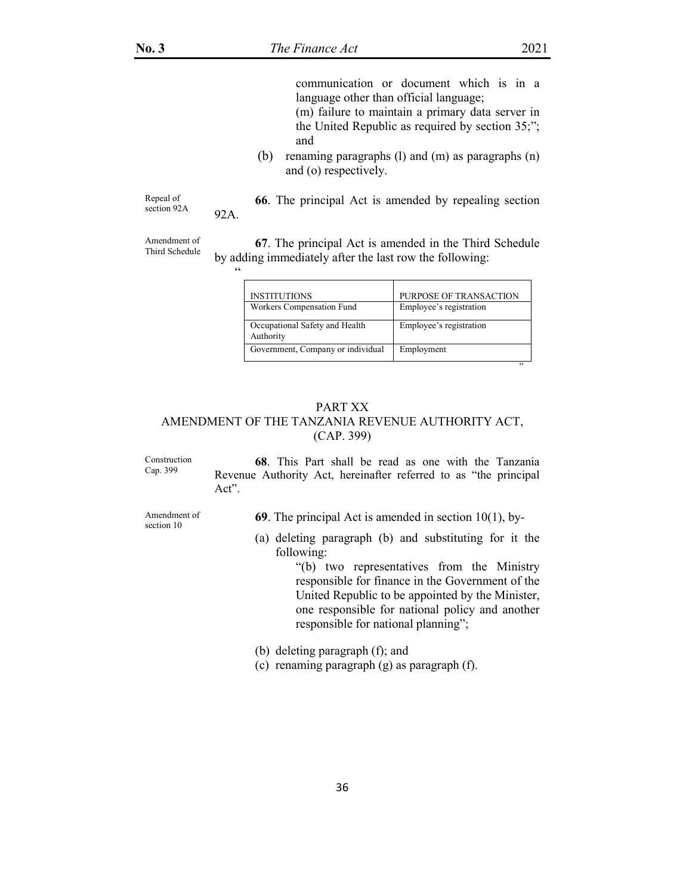communication or document which is in a language other than official language;

(m) failure to maintain a primary data server in the United Republic as required by section 35;"; and

(b) renaming paragraphs (l) and (m) as paragraphs (n) and (o) respectively.

Repeal of section 92A

**66**. The principal Act is amended by repealing section 92A.

Amendment of Third Schedule

**67**. The principal Act is amended in the Third Schedule by adding immediately after the last row the following:

"

| INSTITUTIONS | PURPOSE OF TRANSACTION |
|---|---|
| Workers Compensation Fund | Employee's registration |
| Occupational Safety and Health Authority | Employee's registration |
| Government, Company or individual | Employment |

"

## PART XX
## AMENDMENT OF THE TANZANIA REVENUE AUTHORITY ACT, (CAP. 399)

Construction Cap. 399

**68**. This Part shall be read as one with the Tanzania Revenue Authority Act, hereinafter referred to as "the principal Act".

Amendment of section 10

**69**. The principal Act is amended in section 10(1), by-

(a) deleting paragraph (b) and substituting for it the following:

"(b) two representatives from the Ministry responsible for finance in the Government of the United Republic to be appointed by the Minister, one responsible for national policy and another responsible for national planning";

(b) deleting paragraph (f); and

(c) renaming paragraph (g) as paragraph (f).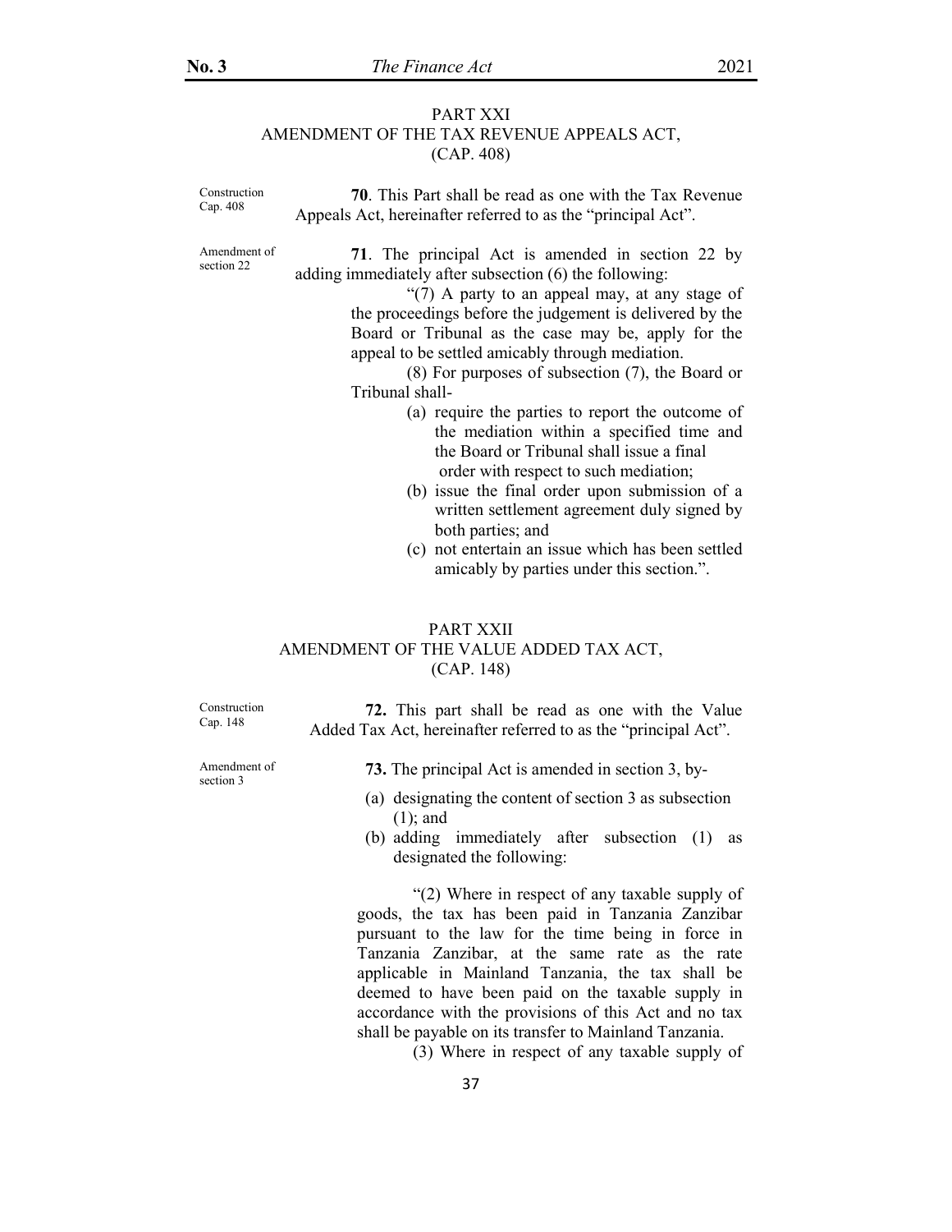## PART XXI
## AMENDMENT OF THE TAX REVENUE APPEALS ACT, (CAP. 408)

Construction Cap. 408

**70**. This Part shall be read as one with the Tax Revenue Appeals Act, hereinafter referred to as the "principal Act".

Amendment of section 22

**71**. The principal Act is amended in section 22 by adding immediately after subsection (6) the following:

"(7) A party to an appeal may, at any stage of the proceedings before the judgement is delivered by the Board or Tribunal as the case may be, apply for the appeal to be settled amicably through mediation.

(8) For purposes of subsection (7), the Board or Tribunal shall-

(a) require the parties to report the outcome of the mediation within a specified time and the Board or Tribunal shall issue a final order with respect to such mediation;

(b) issue the final order upon submission of a written settlement agreement duly signed by both parties; and

(c) not entertain an issue which has been settled amicably by parties under this section.".

## PART XXII
## AMENDMENT OF THE VALUE ADDED TAX ACT, (CAP. 148)

Construction Cap. 148

**72.** This part shall be read as one with the Value Added Tax Act, hereinafter referred to as the "principal Act".

Amendment of section 3

**73.** The principal Act is amended in section 3, by-

(a) designating the content of section 3 as subsection (1); and

(b) adding immediately after subsection (1) as designated the following:

"(2) Where in respect of any taxable supply of goods, the tax has been paid in Tanzania Zanzibar pursuant to the law for the time being in force in Tanzania Zanzibar, at the same rate as the rate applicable in Mainland Tanzania, the tax shall be deemed to have been paid on the taxable supply in accordance with the provisions of this Act and no tax shall be payable on its transfer to Mainland Tanzania.

(3) Where in respect of any taxable supply of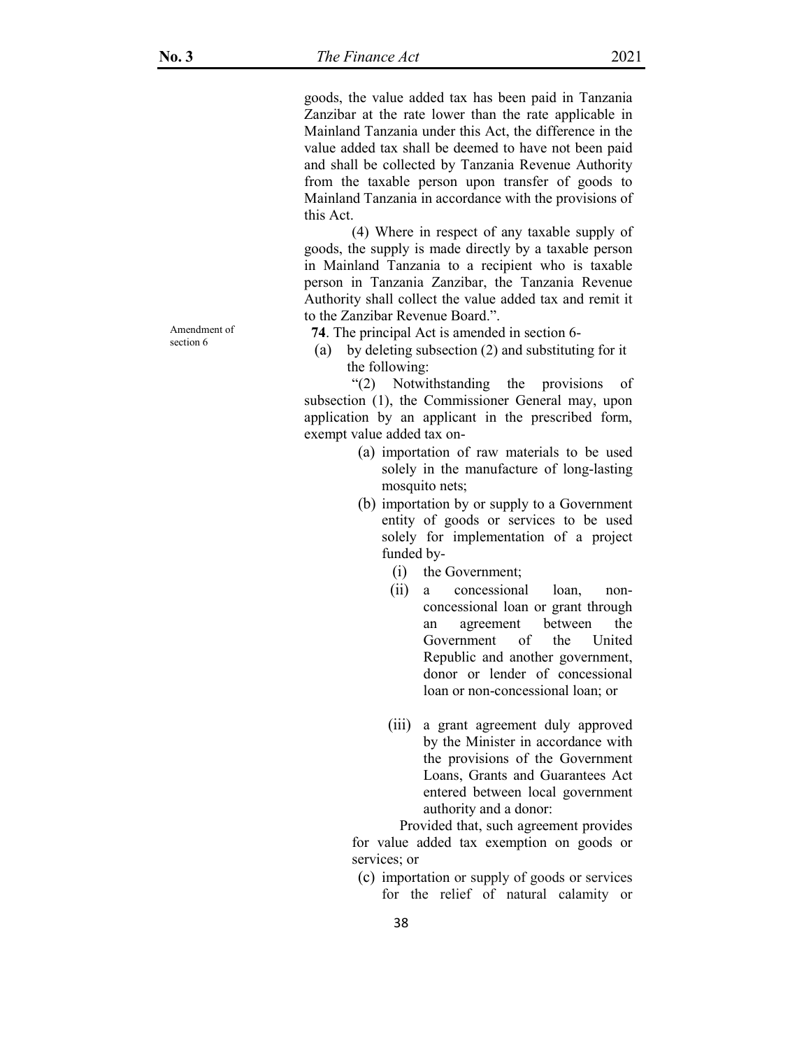goods, the value added tax has been paid in Tanzania Zanzibar at the rate lower than the rate applicable in Mainland Tanzania under this Act, the difference in the value added tax shall be deemed to have not been paid and shall be collected by Tanzania Revenue Authority from the taxable person upon transfer of goods to Mainland Tanzania in accordance with the provisions of this Act.

(4) Where in respect of any taxable supply of goods, the supply is made directly by a taxable person in Mainland Tanzania to a recipient who is taxable person in Tanzania Zanzibar, the Tanzania Revenue Authority shall collect the value added tax and remit it to the Zanzibar Revenue Board.".

Amendment of section 6

**74**. The principal Act is amended in section 6-

(a) by deleting subsection (2) and substituting for it the following:

"(2) Notwithstanding the provisions of subsection (1), the Commissioner General may, upon application by an applicant in the prescribed form, exempt value added tax on-

(a) importation of raw materials to be used solely in the manufacture of long-lasting mosquito nets;

(b) importation by or supply to a Government entity of goods or services to be used solely for implementation of a project funded by-

(i) the Government;

(ii) a concessional loan, non-concessional loan or grant through an agreement between the Government of the United Republic and another government, donor or lender of concessional loan or non-concessional loan; or

(iii) a grant agreement duly approved by the Minister in accordance with the provisions of the Government Loans, Grants and Guarantees Act entered between local government authority and a donor:

Provided that, such agreement provides for value added tax exemption on goods or services; or

(c) importation or supply of goods or services for the relief of natural calamity or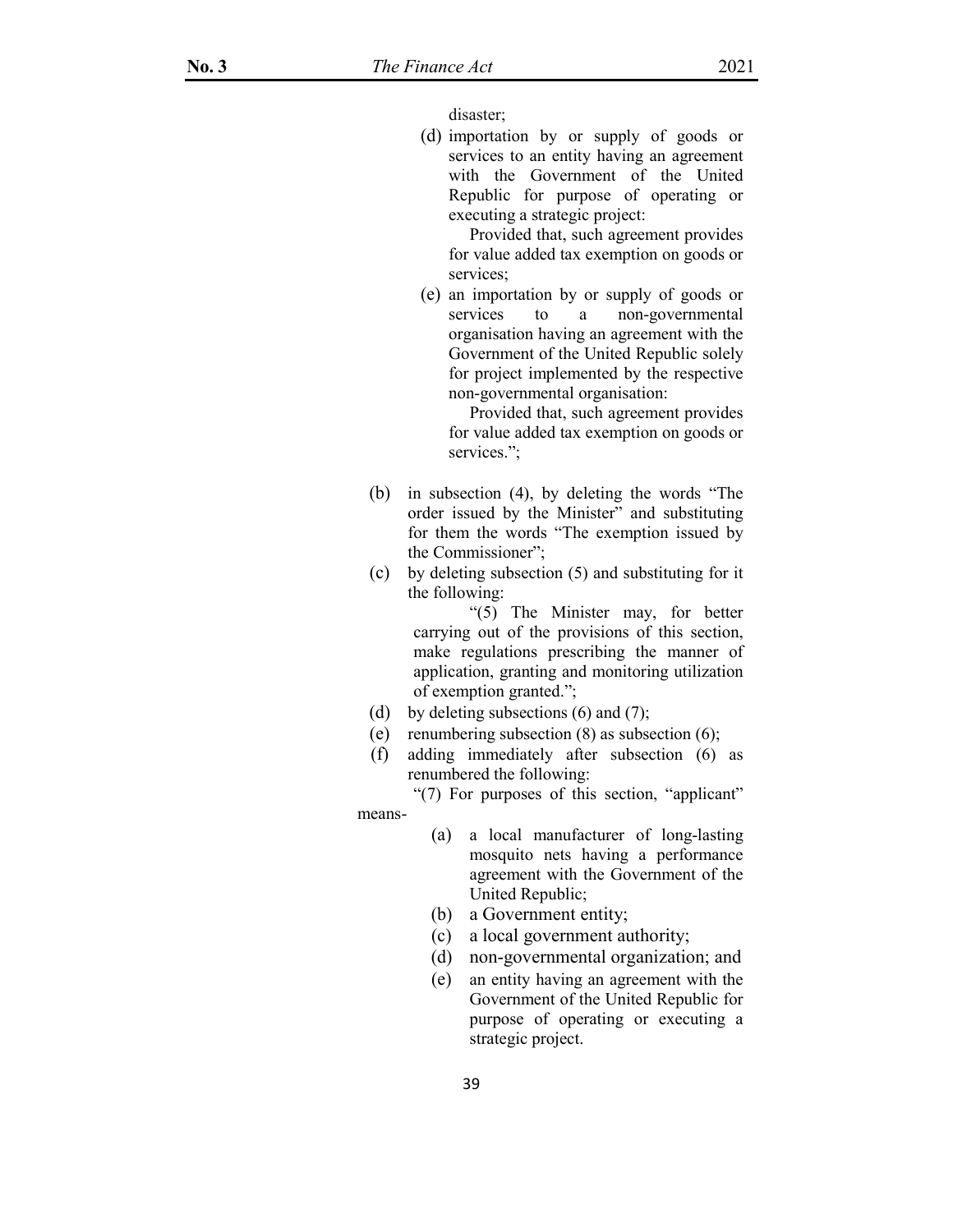disaster;

(d) importation by or supply of goods or services to an entity having an agreement with the Government of the United Republic for purpose of operating or executing a strategic project:

Provided that, such agreement provides for value added tax exemption on goods or services;

(e) an importation by or supply of goods or services to a non-governmental organisation having an agreement with the Government of the United Republic solely for project implemented by the respective non-governmental organisation:

Provided that, such agreement provides for value added tax exemption on goods or services.";

(b) in subsection (4), by deleting the words "The order issued by the Minister" and substituting for them the words "The exemption issued by the Commissioner";

(c) by deleting subsection (5) and substituting for it the following:

"(5) The Minister may, for better carrying out of the provisions of this section, make regulations prescribing the manner of application, granting and monitoring utilization of exemption granted.";

(d) by deleting subsections (6) and (7);

(e) renumbering subsection (8) as subsection (6);

(f) adding immediately after subsection (6) as renumbered the following:

"(7) For purposes of this section, "applicant" means-

(a) a local manufacturer of long-lasting mosquito nets having a performance agreement with the Government of the United Republic;

(b) a Government entity;

(c) a local government authority;

(d) non-governmental organization; and

(e) an entity having an agreement with the Government of the United Republic for purpose of operating or executing a strategic project.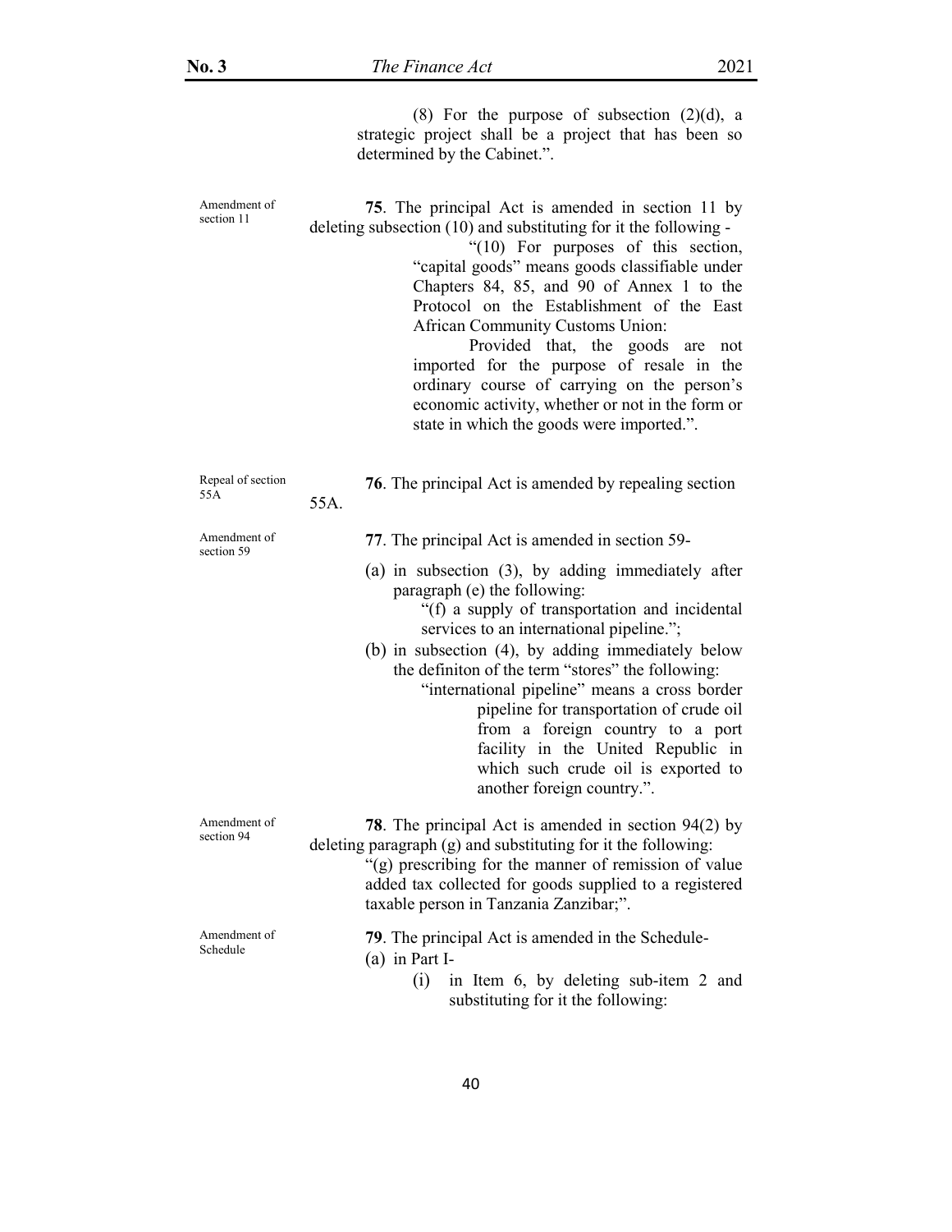(8) For the purpose of subsection (2)(d), a strategic project shall be a project that has been so determined by the Cabinet.".

Amendment of section 11

**75**. The principal Act is amended in section 11 by deleting subsection (10) and substituting for it the following -

> "(10) For purposes of this section, "capital goods" means goods classifiable under Chapters 84, 85, and 90 of Annex 1 to the Protocol on the Establishment of the East African Community Customs Union:
>
> Provided that, the goods are not imported for the purpose of resale in the ordinary course of carrying on the person's economic activity, whether or not in the form or state in which the goods were imported.".

Repeal of section 55A

**76**. The principal Act is amended by repealing section 55A.

Amendment of section 59

**77**. The principal Act is amended in section 59-

(a) in subsection (3), by adding immediately after paragraph (e) the following:

> "(f) a supply of transportation and incidental services to an international pipeline.";

(b) in subsection (4), by adding immediately below the definiton of the term "stores" the following:

> "international pipeline" means a cross border pipeline for transportation of crude oil from a foreign country to a port facility in the United Republic in which such crude oil is exported to another foreign country.".

Amendment of section 94

**78**. The principal Act is amended in section 94(2) by deleting paragraph (g) and substituting for it the following:

> "(g) prescribing for the manner of remission of value added tax collected for goods supplied to a registered taxable person in Tanzania Zanzibar;".

Amendment of Schedule

**79**. The principal Act is amended in the Schedule-

(a) in Part I-

(i) in Item 6, by deleting sub-item 2 and substituting for it the following: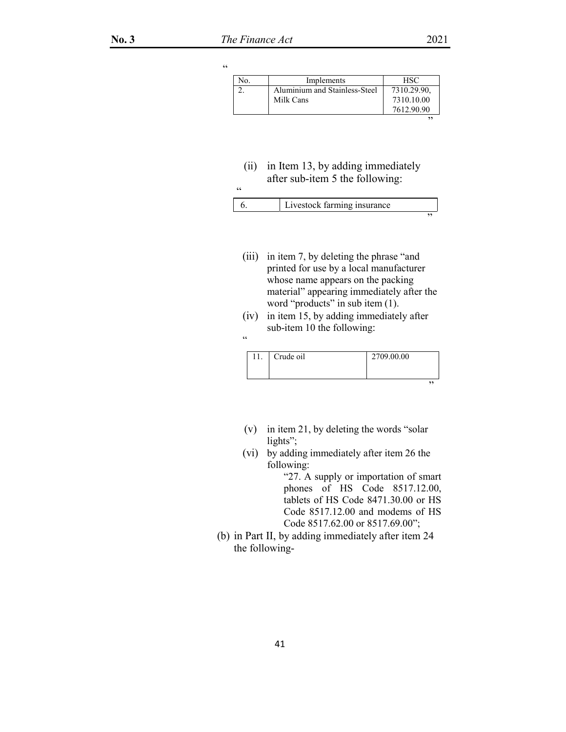"

| No. | Implements | HSC |
|---|---|---|
| 2. | Aluminium and Stainless-Steel Milk Cans | 7310.29.90, 7310.10.00 7612.90.90 |

"

(ii) in Item 13, by adding immediately after sub-item 5 the following:

"

| 6. | Livestock farming insurance |
|---|---|

"

(iii) in item 7, by deleting the phrase "and printed for use by a local manufacturer whose name appears on the packing material" appearing immediately after the word "products" in sub item (1).

(iv) in item 15, by adding immediately after sub-item 10 the following:

"

| 11. | Crude oil | 2709.00.00 |
|---|---|---|

"

(v) in item 21, by deleting the words "solar lights";

(vi) by adding immediately after item 26 the following:

> "27. A supply or importation of smart phones of HS Code 8517.12.00, tablets of HS Code 8471.30.00 or HS Code 8517.12.00 and modems of HS Code 8517.62.00 or 8517.69.00";

(b) in Part II, by adding immediately after item 24 the following-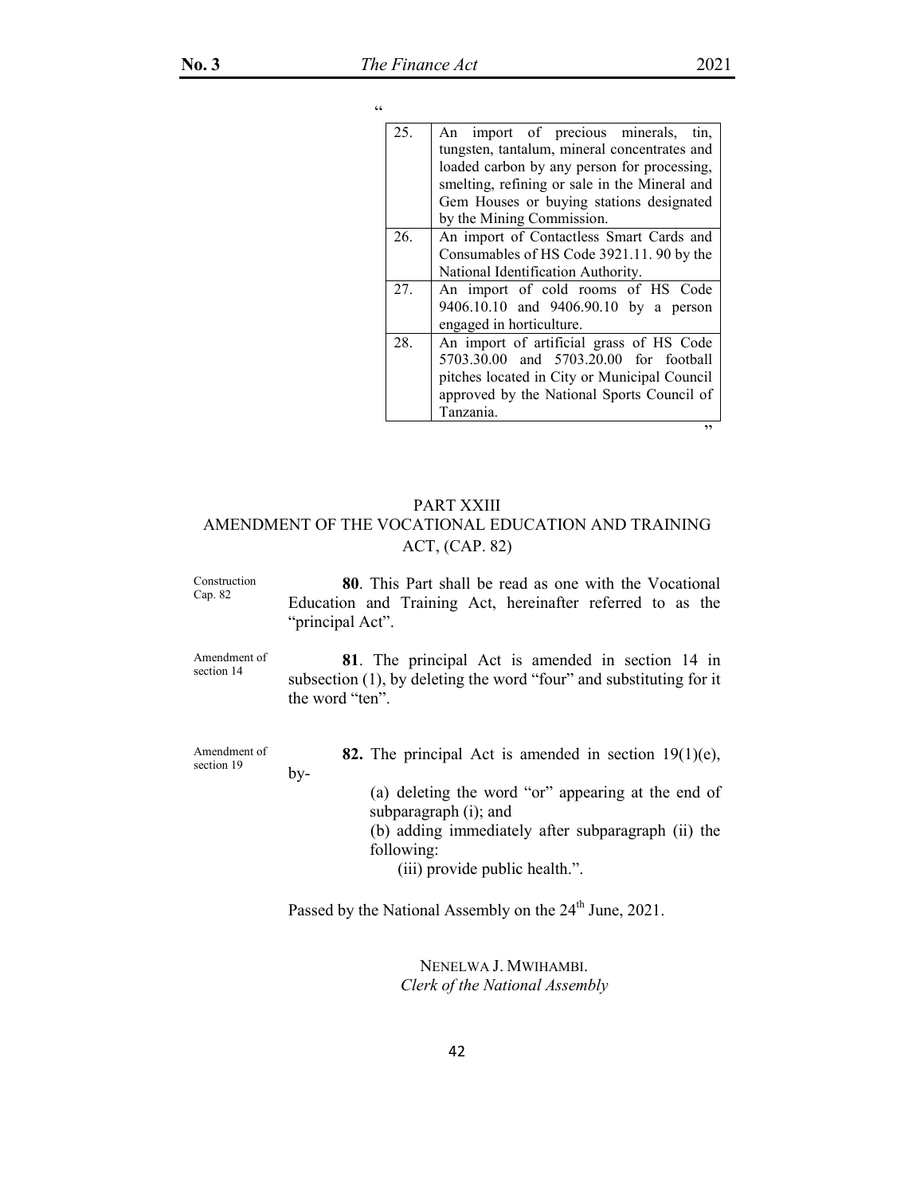"

| | |
|---|---|
| 25. | An import of precious minerals, tin, tungsten, tantalum, mineral concentrates and loaded carbon by any person for processing, smelting, refining or sale in the Mineral and Gem Houses or buying stations designated by the Mining Commission. |
| 26. | An import of Contactless Smart Cards and Consumables of HS Code 3921.11. 90 by the National Identification Authority. |
| 27. | An import of cold rooms of HS Code 9406.10.10 and 9406.90.10 by a person engaged in horticulture. |
| 28. | An import of artificial grass of HS Code 5703.30.00 and 5703.20.00 for football pitches located in City or Municipal Council approved by the National Sports Council of Tanzania. |

"

## PART XXIII
## AMENDMENT OF THE VOCATIONAL EDUCATION AND TRAINING ACT, (CAP. 82)

Construction Cap. 82

**80**. This Part shall be read as one with the Vocational Education and Training Act, hereinafter referred to as the "principal Act".

Amendment of section 14

**81**. The principal Act is amended in section 14 in subsection (1), by deleting the word "four" and substituting for it the word "ten".

Amendment of section 19

**82.** The principal Act is amended in section 19(1)(e), by-

(a) deleting the word "or" appearing at the end of subparagraph (i); and

(b) adding immediately after subparagraph (ii) the following:

(iii) provide public health.".

Passed by the National Assembly on the 24th June, 2021.

NENELWA J. MWIHAMBI.
*Clerk of the National Assembly*